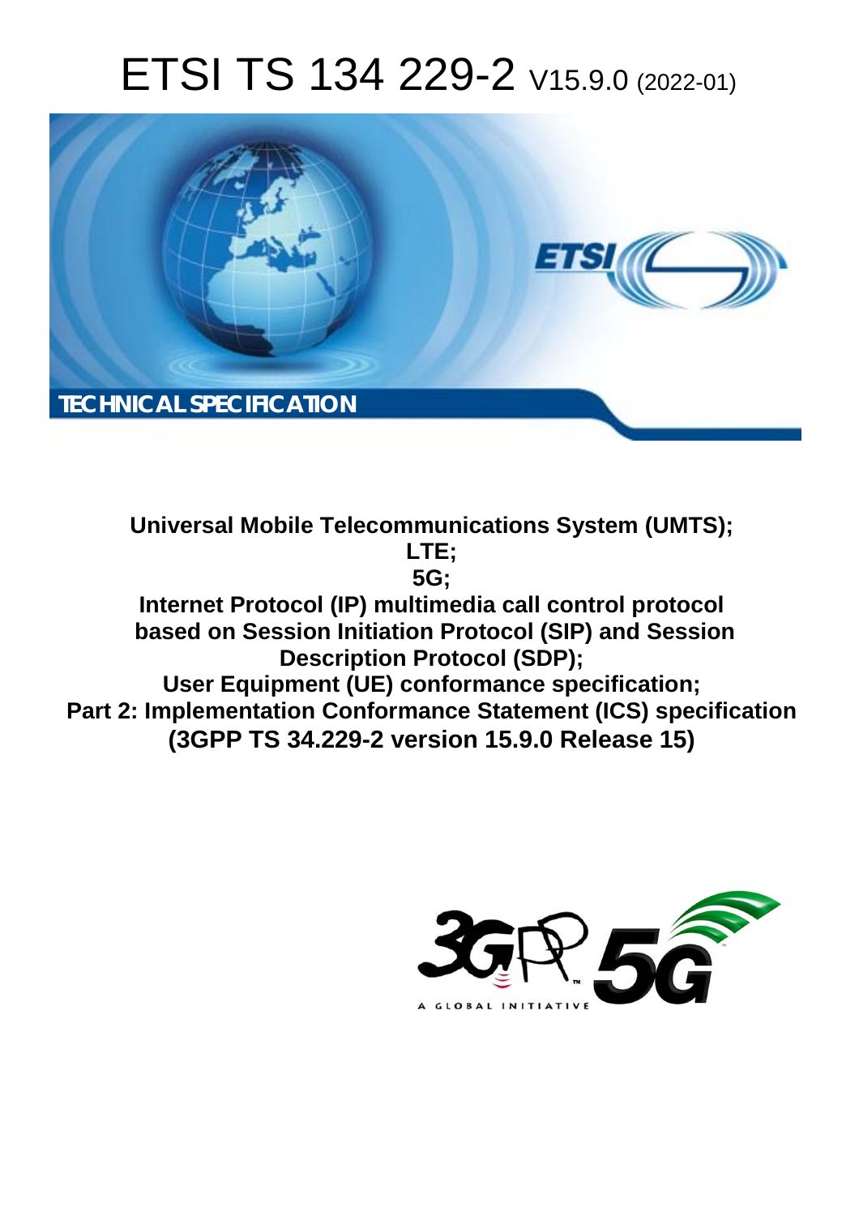# ETSI TS 134 229-2 V15.9.0 (2022-01)

TECHNICAL SPECIFICATION

**Universal Mobile Telecommunications System (UMTS);**
**LTE;**
**5G;**
**Internet Protocol (IP) multimedia call control protocol based on Session Initiation Protocol (SIP) and Session Description Protocol (SDP);**
**User Equipment (UE) conformance specification;**
**Part 2: Implementation Conformance Statement (ICS) specification**
**(3GPP TS 34.229-2 version 15.9.0 Release 15)**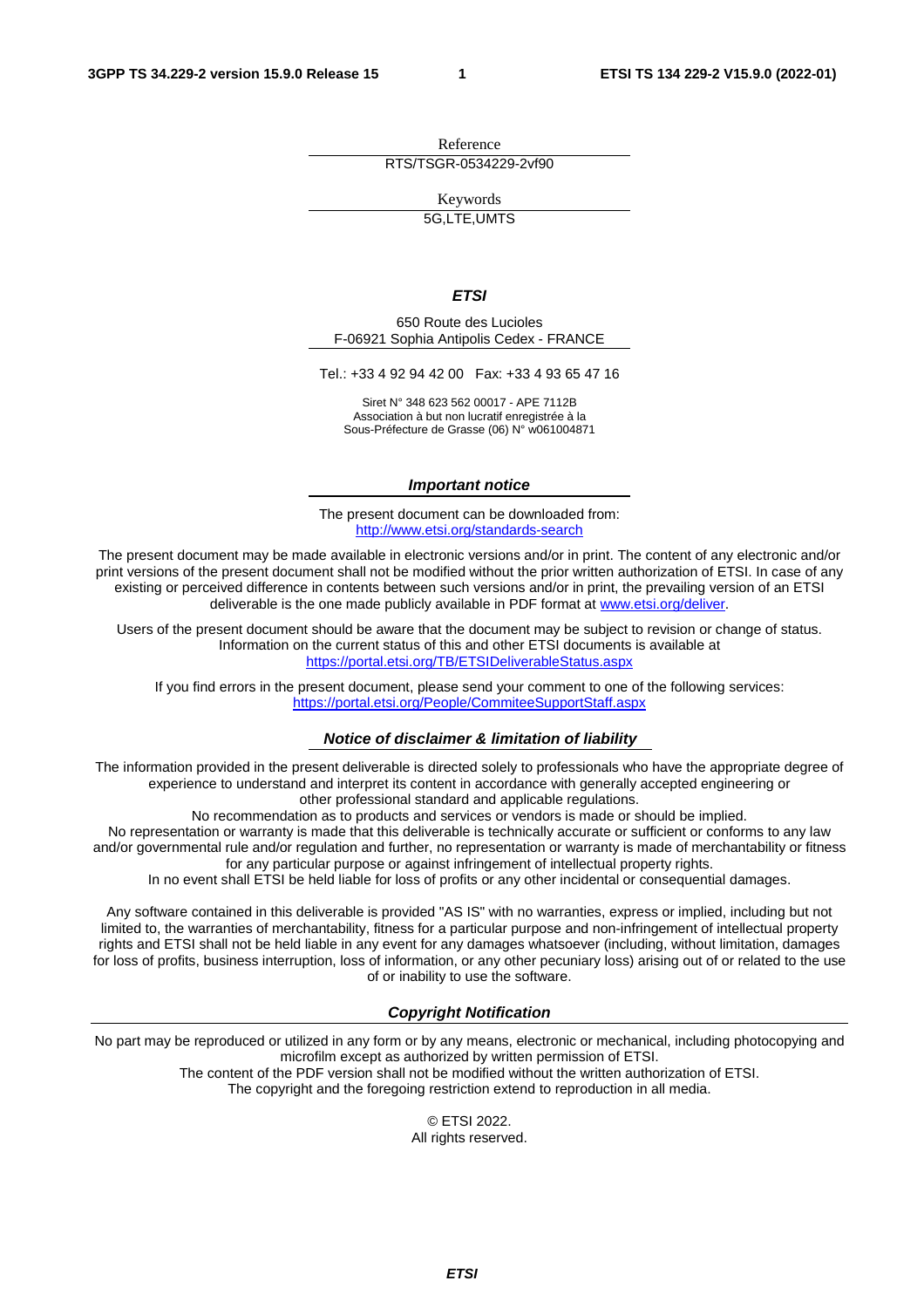Reference

RTS/TSGR-0534229-2vf90

Keywords

5G,LTE,UMTS

***ETSI***

650 Route des Lucioles
F-06921 Sophia Antipolis Cedex - FRANCE

Tel.: +33 4 92 94 42 00   Fax: +33 4 93 65 47 16

Siret N° 348 623 562 00017 - APE 7112B
Association à but non lucratif enregistrée à la
Sous-Préfecture de Grasse (06) N° w061004871

***Important notice***

The present document can be downloaded from:
http://www.etsi.org/standards-search

The present document may be made available in electronic versions and/or in print. The content of any electronic and/or print versions of the present document shall not be modified without the prior written authorization of ETSI. In case of any existing or perceived difference in contents between such versions and/or in print, the prevailing version of an ETSI deliverable is the one made publicly available in PDF format at www.etsi.org/deliver.

Users of the present document should be aware that the document may be subject to revision or change of status. Information on the current status of this and other ETSI documents is available at https://portal.etsi.org/TB/ETSIDeliverableStatus.aspx

If you find errors in the present document, please send your comment to one of the following services: https://portal.etsi.org/People/CommiteeSupportStaff.aspx

***Notice of disclaimer & limitation of liability***

The information provided in the present deliverable is directed solely to professionals who have the appropriate degree of experience to understand and interpret its content in accordance with generally accepted engineering or other professional standard and applicable regulations.
No recommendation as to products and services or vendors is made or should be implied.
No representation or warranty is made that this deliverable is technically accurate or sufficient or conforms to any law and/or governmental rule and/or regulation and further, no representation or warranty is made of merchantability or fitness for any particular purpose or against infringement of intellectual property rights.
In no event shall ETSI be held liable for loss of profits or any other incidental or consequential damages.

Any software contained in this deliverable is provided "AS IS" with no warranties, express or implied, including but not limited to, the warranties of merchantability, fitness for a particular purpose and non-infringement of intellectual property rights and ETSI shall not be held liable in any event for any damages whatsoever (including, without limitation, damages for loss of profits, business interruption, loss of information, or any other pecuniary loss) arising out of or related to the use of or inability to use the software.

***Copyright Notification***

No part may be reproduced or utilized in any form or by any means, electronic or mechanical, including photocopying and microfilm except as authorized by written permission of ETSI.
The content of the PDF version shall not be modified without the written authorization of ETSI.
The copyright and the foregoing restriction extend to reproduction in all media.

© ETSI 2022.
All rights reserved.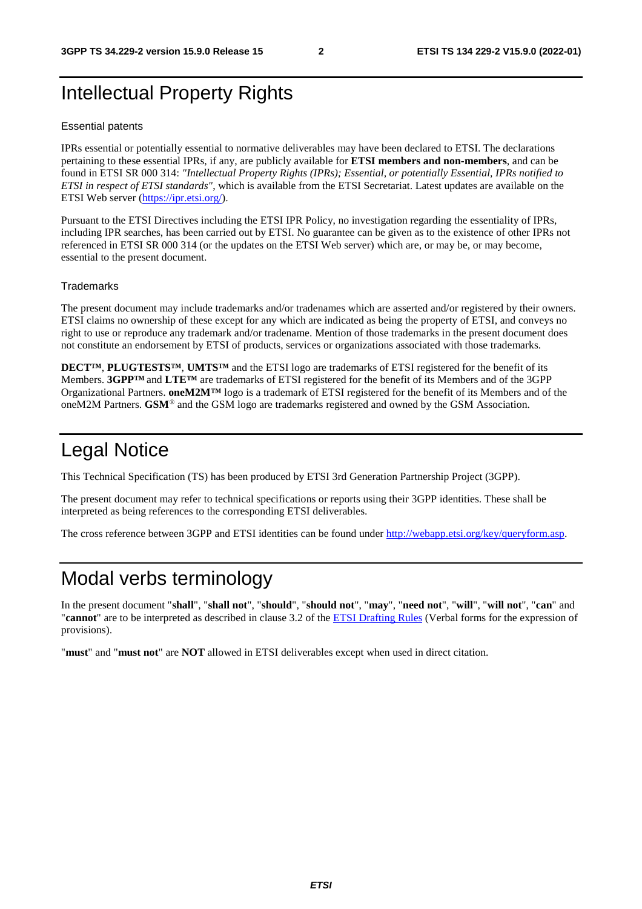# Intellectual Property Rights

Essential patents

IPRs essential or potentially essential to normative deliverables may have been declared to ETSI. The declarations pertaining to these essential IPRs, if any, are publicly available for **ETSI members and non-members**, and can be found in ETSI SR 000 314: *"Intellectual Property Rights (IPRs); Essential, or potentially Essential, IPRs notified to ETSI in respect of ETSI standards"*, which is available from the ETSI Secretariat. Latest updates are available on the ETSI Web server (https://ipr.etsi.org/).

Pursuant to the ETSI Directives including the ETSI IPR Policy, no investigation regarding the essentiality of IPRs, including IPR searches, has been carried out by ETSI. No guarantee can be given as to the existence of other IPRs not referenced in ETSI SR 000 314 (or the updates on the ETSI Web server) which are, or may be, or may become, essential to the present document.

Trademarks

The present document may include trademarks and/or tradenames which are asserted and/or registered by their owners. ETSI claims no ownership of these except for any which are indicated as being the property of ETSI, and conveys no right to use or reproduce any trademark and/or tradename. Mention of those trademarks in the present document does not constitute an endorsement by ETSI of products, services or organizations associated with those trademarks.

**DECT™**, **PLUGTESTS™**, **UMTS™** and the ETSI logo are trademarks of ETSI registered for the benefit of its Members. **3GPP™** and **LTE™** are trademarks of ETSI registered for the benefit of its Members and of the 3GPP Organizational Partners. **oneM2M™** logo is a trademark of ETSI registered for the benefit of its Members and of the oneM2M Partners. **GSM**® and the GSM logo are trademarks registered and owned by the GSM Association.

# Legal Notice

This Technical Specification (TS) has been produced by ETSI 3rd Generation Partnership Project (3GPP).

The present document may refer to technical specifications or reports using their 3GPP identities. These shall be interpreted as being references to the corresponding ETSI deliverables.

The cross reference between 3GPP and ETSI identities can be found under http://webapp.etsi.org/key/queryform.asp.

# Modal verbs terminology

In the present document "**shall**", "**shall not**", "**should**", "**should not**", "**may**", "**need not**", "**will**", "**will not**", "**can**" and "**cannot**" are to be interpreted as described in clause 3.2 of the ETSI Drafting Rules (Verbal forms for the expression of provisions).

"**must**" and "**must not**" are **NOT** allowed in ETSI deliverables except when used in direct citation.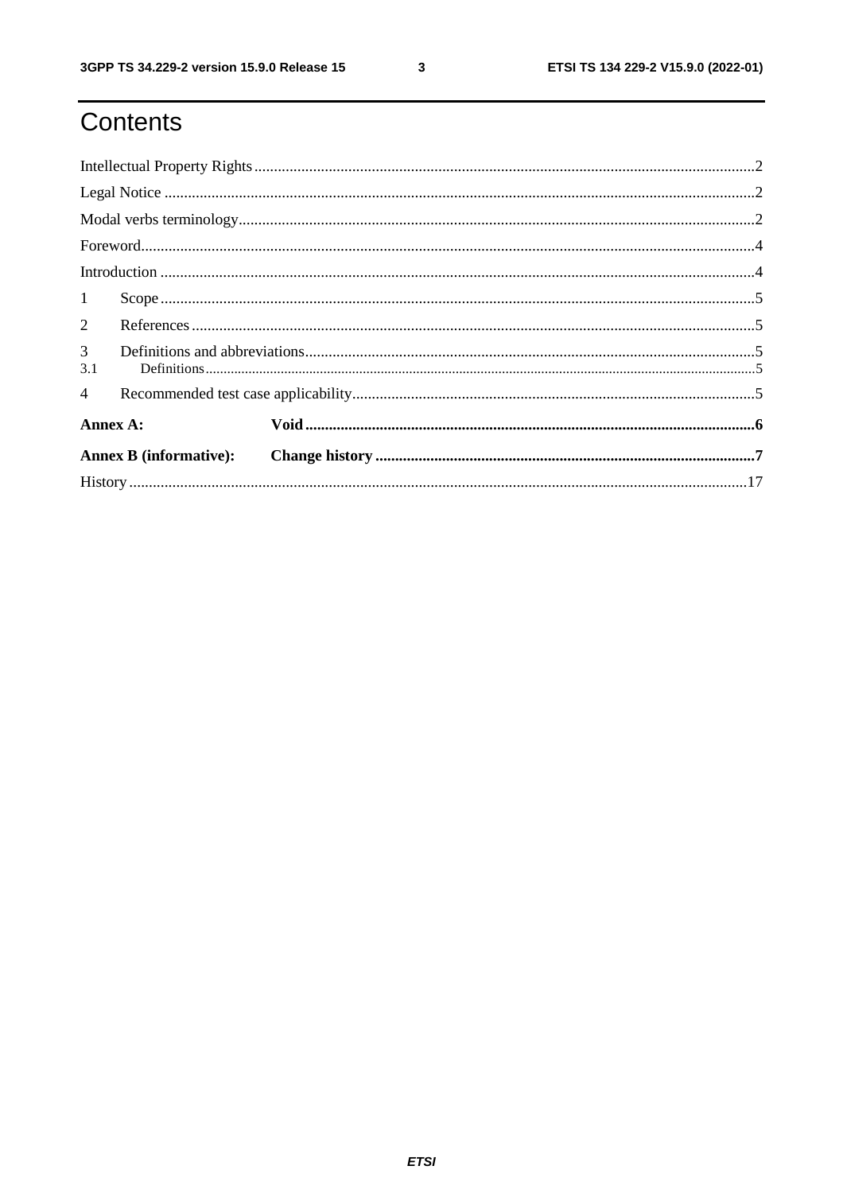# Contents

Intellectual Property Rights ..........2

Legal Notice ..........2

Modal verbs terminology..........2

Foreword..........4

Introduction ..........4

1 Scope..........5

2 References..........5

3 Definitions and abbreviations..........5

3.1 Definitions..........5

4 Recommended test case applicability..........5

**Annex A: Void..........6**

**Annex B (informative): Change history..........7**

History..........17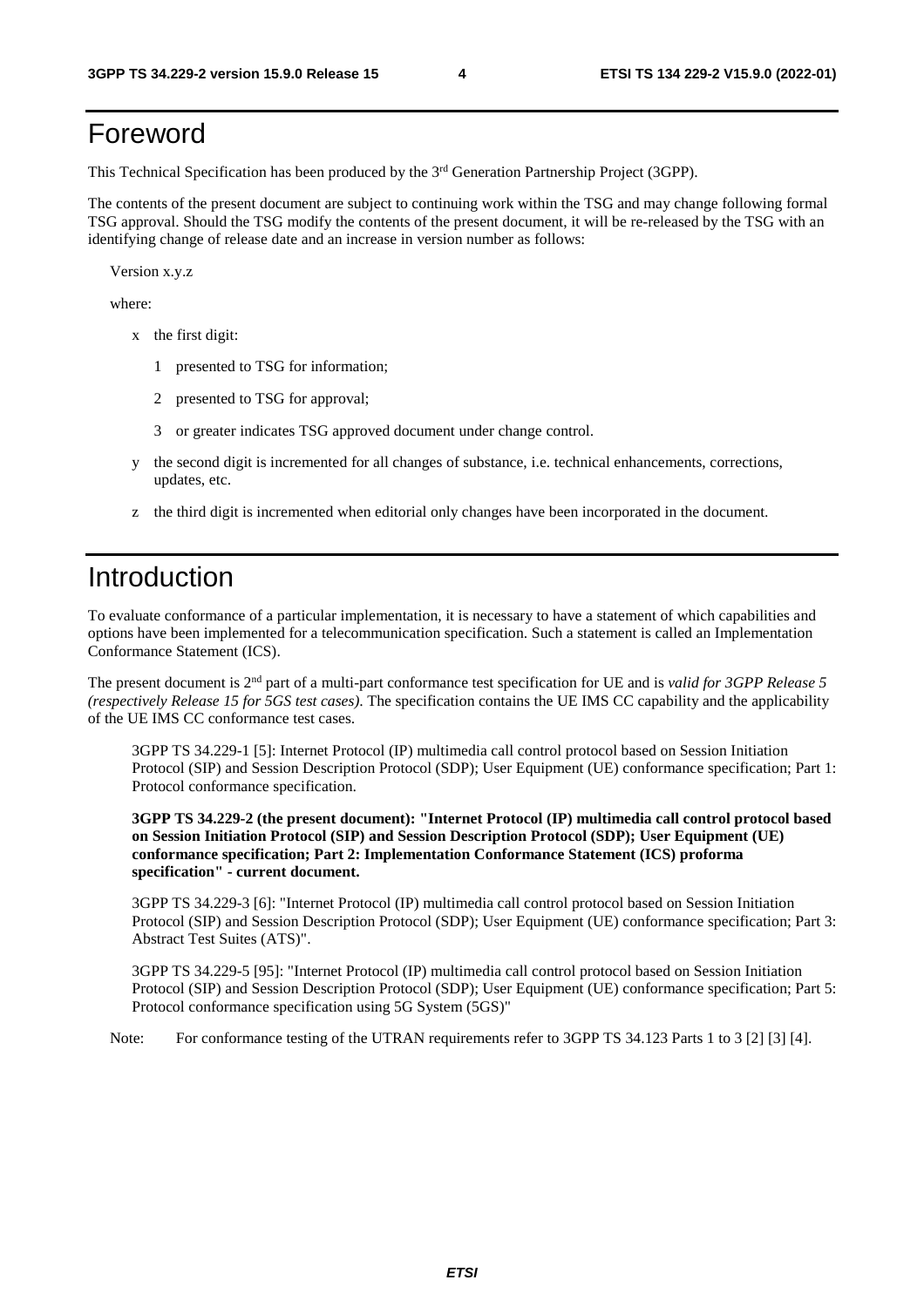# Foreword

This Technical Specification has been produced by the 3rd Generation Partnership Project (3GPP).

The contents of the present document are subject to continuing work within the TSG and may change following formal TSG approval. Should the TSG modify the contents of the present document, it will be re-released by the TSG with an identifying change of release date and an increase in version number as follows:

Version x.y.z

where:

- x the first digit:
  - 1 presented to TSG for information;
  - 2 presented to TSG for approval;
  - 3 or greater indicates TSG approved document under change control.
- y the second digit is incremented for all changes of substance, i.e. technical enhancements, corrections, updates, etc.
- z the third digit is incremented when editorial only changes have been incorporated in the document.

# Introduction

To evaluate conformance of a particular implementation, it is necessary to have a statement of which capabilities and options have been implemented for a telecommunication specification. Such a statement is called an Implementation Conformance Statement (ICS).

The present document is 2nd part of a multi-part conformance test specification for UE and is *valid for 3GPP Release 5 (respectively Release 15 for 5GS test cases)*. The specification contains the UE IMS CC capability and the applicability of the UE IMS CC conformance test cases.

3GPP TS 34.229-1 [5]: Internet Protocol (IP) multimedia call control protocol based on Session Initiation Protocol (SIP) and Session Description Protocol (SDP); User Equipment (UE) conformance specification; Part 1: Protocol conformance specification.

**3GPP TS 34.229-2 (the present document): "Internet Protocol (IP) multimedia call control protocol based on Session Initiation Protocol (SIP) and Session Description Protocol (SDP); User Equipment (UE) conformance specification; Part 2: Implementation Conformance Statement (ICS) proforma specification" - current document.**

3GPP TS 34.229-3 [6]: "Internet Protocol (IP) multimedia call control protocol based on Session Initiation Protocol (SIP) and Session Description Protocol (SDP); User Equipment (UE) conformance specification; Part 3: Abstract Test Suites (ATS)".

3GPP TS 34.229-5 [95]: "Internet Protocol (IP) multimedia call control protocol based on Session Initiation Protocol (SIP) and Session Description Protocol (SDP); User Equipment (UE) conformance specification; Part 5: Protocol conformance specification using 5G System (5GS)"

Note: For conformance testing of the UTRAN requirements refer to 3GPP TS 34.123 Parts 1 to 3 [2] [3] [4].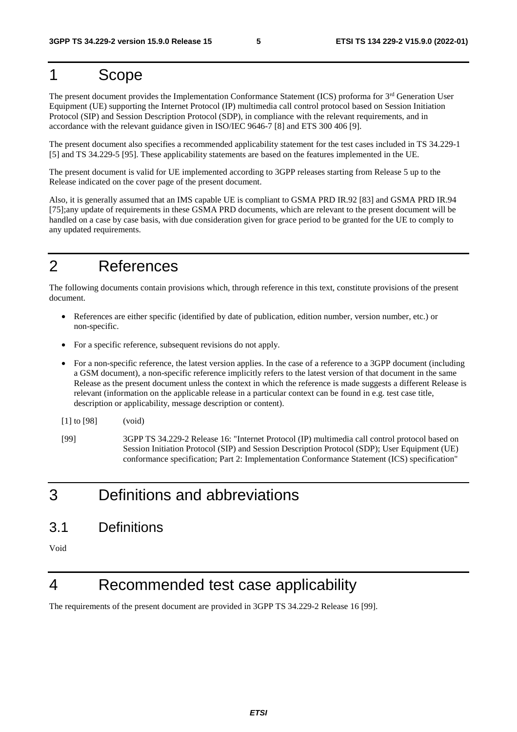# 1 Scope

The present document provides the Implementation Conformance Statement (ICS) proforma for 3rd Generation User Equipment (UE) supporting the Internet Protocol (IP) multimedia call control protocol based on Session Initiation Protocol (SIP) and Session Description Protocol (SDP), in compliance with the relevant requirements, and in accordance with the relevant guidance given in ISO/IEC 9646-7 [8] and ETS 300 406 [9].

The present document also specifies a recommended applicability statement for the test cases included in TS 34.229-1 [5] and TS 34.229-5 [95]. These applicability statements are based on the features implemented in the UE.

The present document is valid for UE implemented according to 3GPP releases starting from Release 5 up to the Release indicated on the cover page of the present document.

Also, it is generally assumed that an IMS capable UE is compliant to GSMA PRD IR.92 [83] and GSMA PRD IR.94 [75];any update of requirements in these GSMA PRD documents, which are relevant to the present document will be handled on a case by case basis, with due consideration given for grace period to be granted for the UE to comply to any updated requirements.

# 2 References

The following documents contain provisions which, through reference in this text, constitute provisions of the present document.

- References are either specific (identified by date of publication, edition number, version number, etc.) or non-specific.
- For a specific reference, subsequent revisions do not apply.
- For a non-specific reference, the latest version applies. In the case of a reference to a 3GPP document (including a GSM document), a non-specific reference implicitly refers to the latest version of that document in the same Release as the present document unless the context in which the reference is made suggests a different Release is relevant (information on the applicable release in a particular context can be found in e.g. test case title, description or applicability, message description or content).

[1] to [98] (void)

[99] 3GPP TS 34.229-2 Release 16: "Internet Protocol (IP) multimedia call control protocol based on Session Initiation Protocol (SIP) and Session Description Protocol (SDP); User Equipment (UE) conformance specification; Part 2: Implementation Conformance Statement (ICS) specification"

# 3 Definitions and abbreviations

## 3.1 Definitions

Void

# 4 Recommended test case applicability

The requirements of the present document are provided in 3GPP TS 34.229-2 Release 16 [99].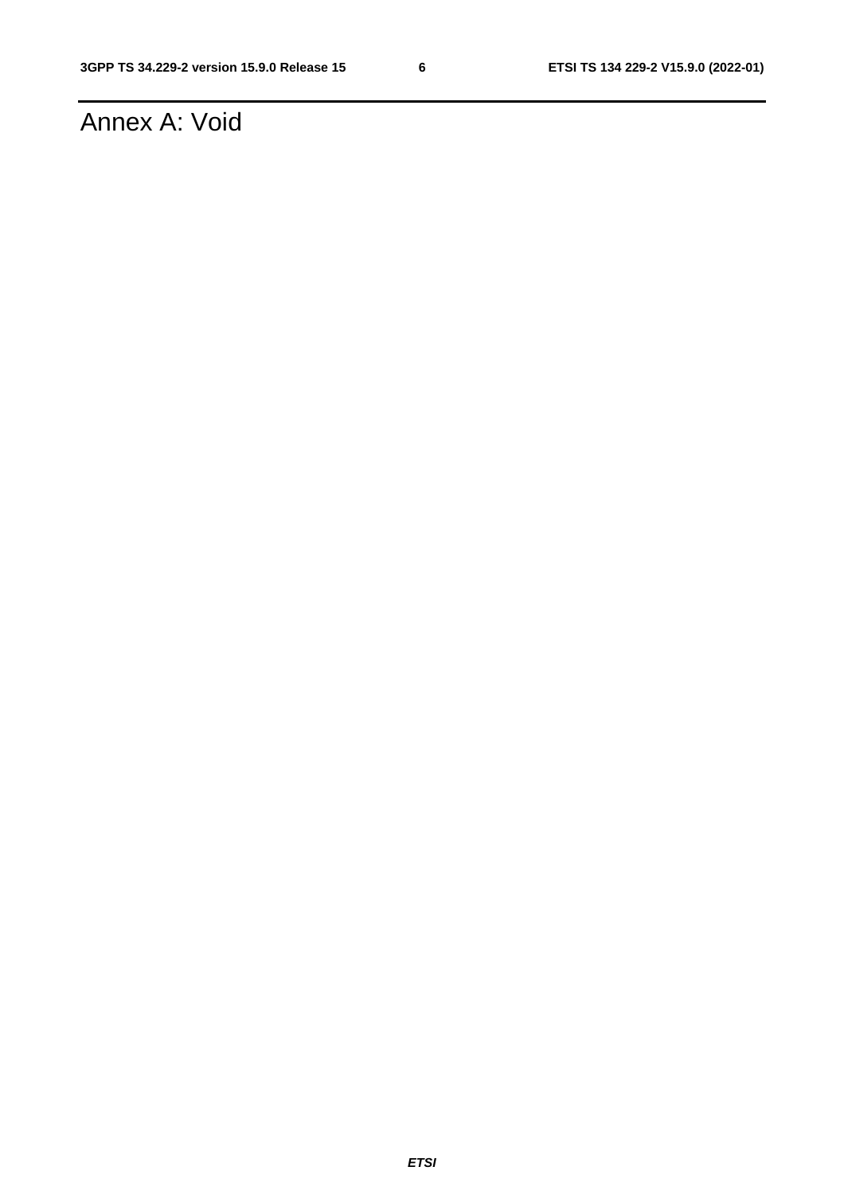# Annex A: Void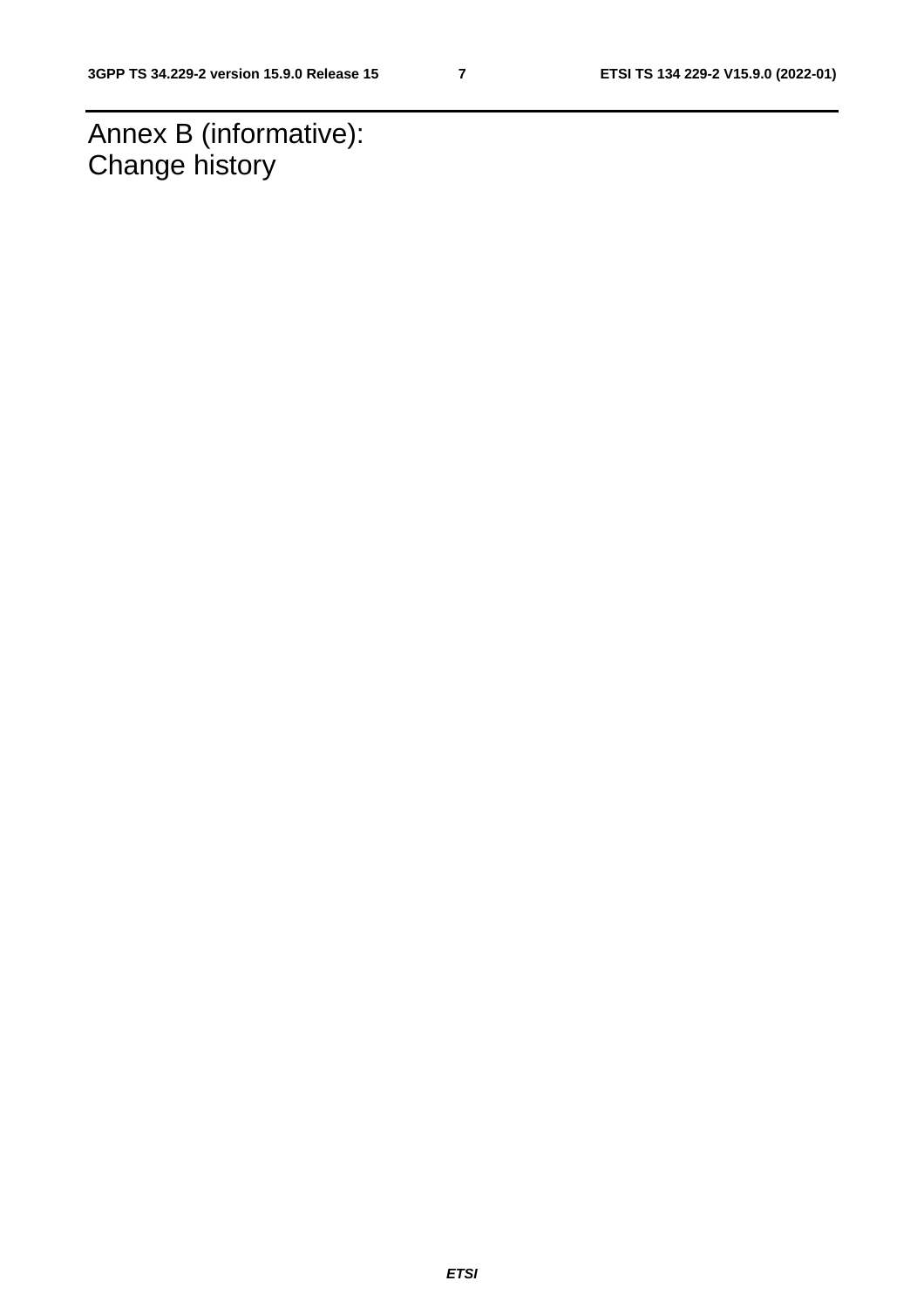# Annex B (informative): Change history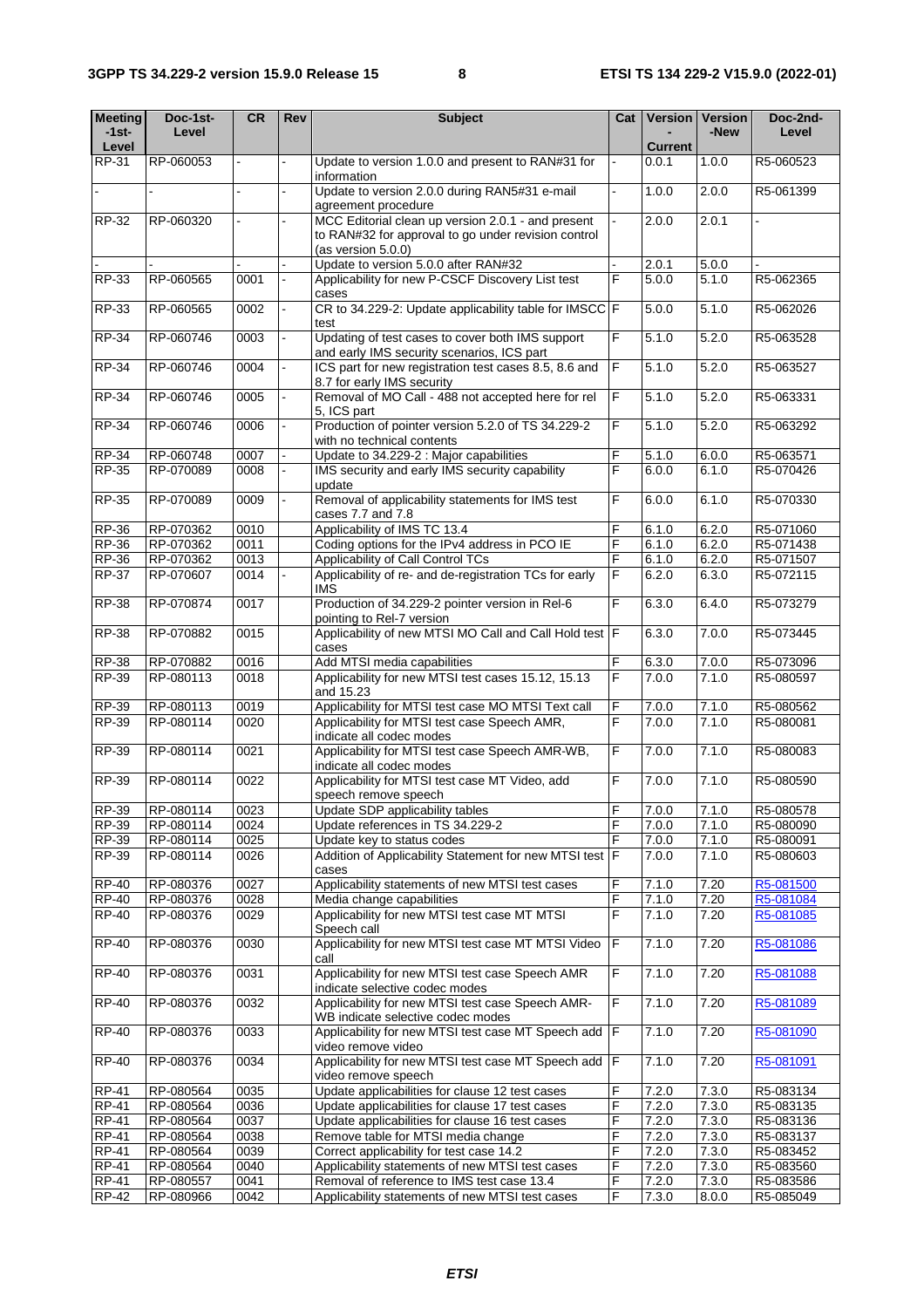| Meeting -1st-Level | Doc-1st-Level | CR | Rev | Subject | Cat | Version -Current | Version -New | Doc-2nd-Level |
|---|---|---|---|---|---|---|---|---|
| RP-31 | RP-060053 | - | - | Update to version 1.0.0 and present to RAN#31 for information | - | 0.0.1 | 1.0.0 | R5-060523 |
| - | - | - | - | Update to version 2.0.0 during RAN5#31 e-mail agreement procedure | - | 1.0.0 | 2.0.0 | R5-061399 |
| RP-32 | RP-060320 | - | - | MCC Editorial clean up version 2.0.1 - and present to RAN#32 for approval to go under revision control (as version 5.0.0) | - | 2.0.0 | 2.0.1 | - |
| - | - | - | - | Update to version 5.0.0 after RAN#32 | - | 2.0.1 | 5.0.0 | - |
| RP-33 | RP-060565 | 0001 | - | Applicability for new P-CSCF Discovery List test cases | F | 5.0.0 | 5.1.0 | R5-062365 |
| RP-33 | RP-060565 | 0002 | - | CR to 34.229-2: Update applicability table for IMSCC test | F | 5.0.0 | 5.1.0 | R5-062026 |
| RP-34 | RP-060746 | 0003 | - | Updating of test cases to cover both IMS support and early IMS security scenarios, ICS part | F | 5.1.0 | 5.2.0 | R5-063528 |
| RP-34 | RP-060746 | 0004 | - | ICS part for new registration test cases 8.5, 8.6 and 8.7 for early IMS security | F | 5.1.0 | 5.2.0 | R5-063527 |
| RP-34 | RP-060746 | 0005 | - | Removal of MO Call - 488 not accepted here for rel 5, ICS part | F | 5.1.0 | 5.2.0 | R5-063331 |
| RP-34 | RP-060746 | 0006 | - | Production of pointer version 5.2.0 of TS 34.229-2 with no technical contents | F | 5.1.0 | 5.2.0 | R5-063292 |
| RP-34 | RP-060748 | 0007 | - | Update to 34.229-2 : Major capabilities | F | 5.1.0 | 6.0.0 | R5-063571 |
| RP-35 | RP-070089 | 0008 | - | IMS security and early IMS security capability update | F | 6.0.0 | 6.1.0 | R5-070426 |
| RP-35 | RP-070089 | 0009 | - | Removal of applicability statements for IMS test cases 7.7 and 7.8 | F | 6.0.0 | 6.1.0 | R5-070330 |
| RP-36 | RP-070362 | 0010 | | Applicability of IMS TC 13.4 | F | 6.1.0 | 6.2.0 | R5-071060 |
| RP-36 | RP-070362 | 0011 | | Coding options for the IPv4 address in PCO IE | F | 6.1.0 | 6.2.0 | R5-071438 |
| RP-36 | RP-070362 | 0013 | | Applicability of Call Control TCs | F | 6.1.0 | 6.2.0 | R5-071507 |
| RP-37 | RP-070607 | 0014 | - | Applicability of re- and de-registration TCs for early IMS | F | 6.2.0 | 6.3.0 | R5-072115 |
| RP-38 | RP-070874 | 0017 | | Production of 34.229-2 pointer version in Rel-6 pointing to Rel-7 version | F | 6.3.0 | 6.4.0 | R5-073279 |
| RP-38 | RP-070882 | 0015 | | Applicability of new MTSI MO Call and Call Hold test cases | F | 6.3.0 | 7.0.0 | R5-073445 |
| RP-38 | RP-070882 | 0016 | | Add MTSI media capabilities | F | 6.3.0 | 7.0.0 | R5-073096 |
| RP-39 | RP-080113 | 0018 | | Applicability for new MTSI test cases 15.12, 15.13 and 15.23 | F | 7.0.0 | 7.1.0 | R5-080597 |
| RP-39 | RP-080113 | 0019 | | Applicability for MTSI test case MO MTSI Text call | F | 7.0.0 | 7.1.0 | R5-080562 |
| RP-39 | RP-080114 | 0020 | | Applicability for MTSI test case Speech AMR, indicate all codec modes | F | 7.0.0 | 7.1.0 | R5-080081 |
| RP-39 | RP-080114 | 0021 | | Applicability for MTSI test case Speech AMR-WB, indicate all codec modes | F | 7.0.0 | 7.1.0 | R5-080083 |
| RP-39 | RP-080114 | 0022 | | Applicability for MTSI test case MT Video, add speech remove speech | F | 7.0.0 | 7.1.0 | R5-080590 |
| RP-39 | RP-080114 | 0023 | | Update SDP applicability tables | F | 7.0.0 | 7.1.0 | R5-080578 |
| RP-39 | RP-080114 | 0024 | | Update references in TS 34.229-2 | F | 7.0.0 | 7.1.0 | R5-080090 |
| RP-39 | RP-080114 | 0025 | | Update key to status codes | F | 7.0.0 | 7.1.0 | R5-080091 |
| RP-39 | RP-080114 | 0026 | | Addition of Applicability Statement for new MTSI test cases | F | 7.0.0 | 7.1.0 | R5-080603 |
| RP-40 | RP-080376 | 0027 | | Applicability statements of new MTSI test cases | F | 7.1.0 | 7.20 | R5-081500 |
| RP-40 | RP-080376 | 0028 | | Media change capabilities | F | 7.1.0 | 7.20 | R5-081084 |
| RP-40 | RP-080376 | 0029 | | Applicability for new MTSI test case MT MTSI Speech call | F | 7.1.0 | 7.20 | R5-081085 |
| RP-40 | RP-080376 | 0030 | | Applicability for new MTSI test case MT MTSI Video call | F | 7.1.0 | 7.20 | R5-081086 |
| RP-40 | RP-080376 | 0031 | | Applicability for new MTSI test case Speech AMR indicate selective codec modes | F | 7.1.0 | 7.20 | R5-081088 |
| RP-40 | RP-080376 | 0032 | | Applicability for new MTSI test case Speech AMR-WB indicate selective codec modes | F | 7.1.0 | 7.20 | R5-081089 |
| RP-40 | RP-080376 | 0033 | | Applicability for new MTSI test case MT Speech add video remove video | F | 7.1.0 | 7.20 | R5-081090 |
| RP-40 | RP-080376 | 0034 | | Applicability for new MTSI test case MT Speech add video remove speech | F | 7.1.0 | 7.20 | R5-081091 |
| RP-41 | RP-080564 | 0035 | | Update applicabilities for clause 12 test cases | F | 7.2.0 | 7.3.0 | R5-083134 |
| RP-41 | RP-080564 | 0036 | | Update applicabilities for clause 17 test cases | F | 7.2.0 | 7.3.0 | R5-083135 |
| RP-41 | RP-080564 | 0037 | | Update applicabilities for clause 16 test cases | F | 7.2.0 | 7.3.0 | R5-083136 |
| RP-41 | RP-080564 | 0038 | | Remove table for MTSI media change | F | 7.2.0 | 7.3.0 | R5-083137 |
| RP-41 | RP-080564 | 0039 | | Correct applicability for test case 14.2 | F | 7.2.0 | 7.3.0 | R5-083452 |
| RP-41 | RP-080564 | 0040 | | Applicability statements of new MTSI test cases | F | 7.2.0 | 7.3.0 | R5-083560 |
| RP-41 | RP-080557 | 0041 | | Removal of reference to IMS test case 13.4 | F | 7.2.0 | 7.3.0 | R5-083586 |
| RP-42 | RP-080966 | 0042 | | Applicability statements of new MTSI test cases | F | 7.3.0 | 8.0.0 | R5-085049 |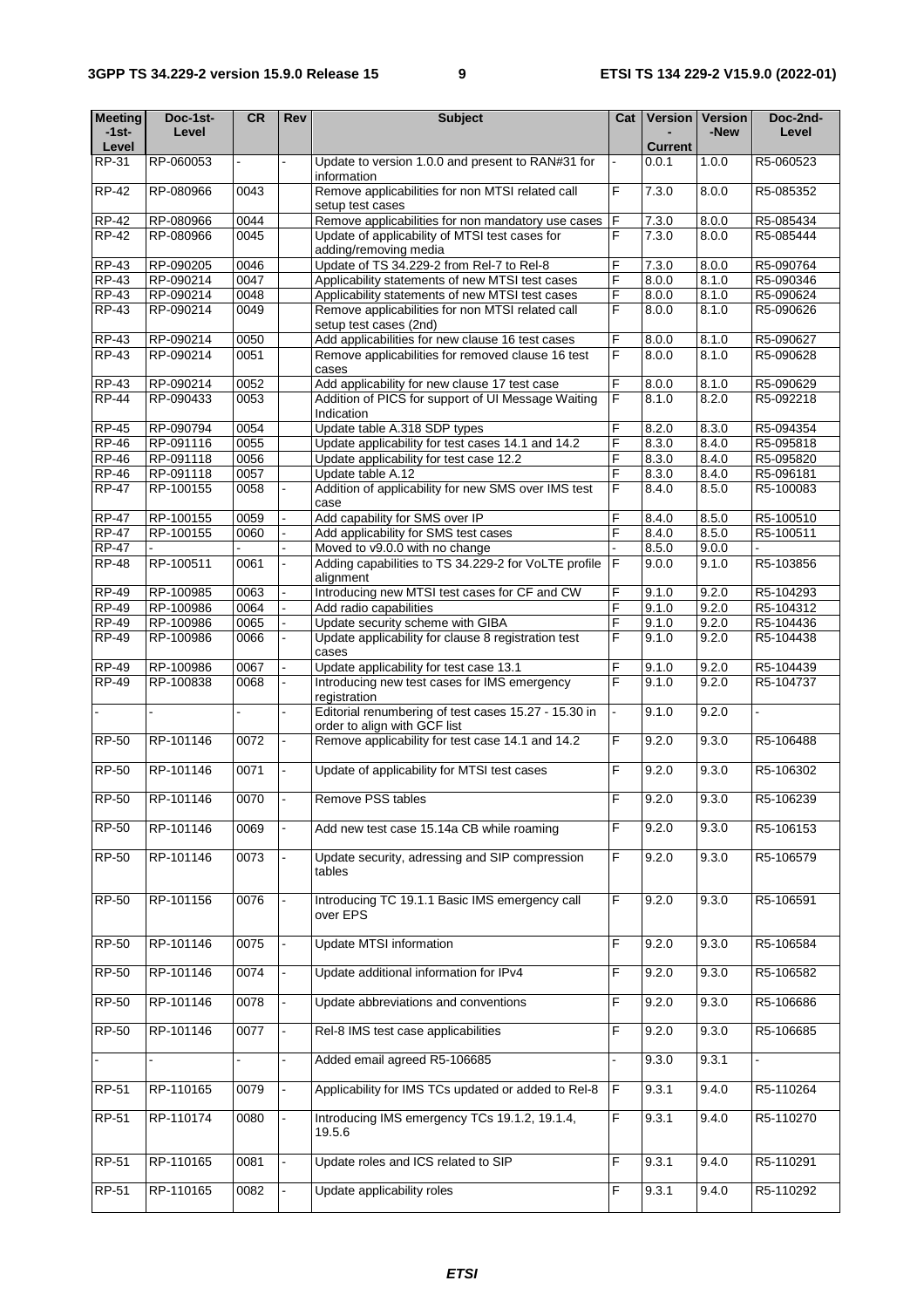| Meeting -1st-Level | Doc-1st-Level | CR | Rev | Subject | Cat | Version - Current | Version -New | Doc-2nd-Level |
|---|---|---|---|---|---|---|---|---|
| RP-31 | RP-060053 | - | - | Update to version 1.0.0 and present to RAN#31 for information | - | 0.0.1 | 1.0.0 | R5-060523 |
| RP-42 | RP-080966 | 0043 | | Remove applicabilities for non MTSI related call setup test cases | F | 7.3.0 | 8.0.0 | R5-085352 |
| RP-42 | RP-080966 | 0044 | | Remove applicabilities for non mandatory use cases | F | 7.3.0 | 8.0.0 | R5-085434 |
| RP-42 | RP-080966 | 0045 | | Update of applicability of MTSI test cases for adding/removing media | F | 7.3.0 | 8.0.0 | R5-085444 |
| RP-43 | RP-090205 | 0046 | | Update of TS 34.229-2 from Rel-7 to Rel-8 | F | 7.3.0 | 8.0.0 | R5-090764 |
| RP-43 | RP-090214 | 0047 | | Applicability statements of new MTSI test cases | F | 8.0.0 | 8.1.0 | R5-090346 |
| RP-43 | RP-090214 | 0048 | | Applicability statements of new MTSI test cases | F | 8.0.0 | 8.1.0 | R5-090624 |
| RP-43 | RP-090214 | 0049 | | Remove applicabilities for non MTSI related call setup test cases (2nd) | F | 8.0.0 | 8.1.0 | R5-090626 |
| RP-43 | RP-090214 | 0050 | | Add applicabilities for new clause 16 test cases | F | 8.0.0 | 8.1.0 | R5-090627 |
| RP-43 | RP-090214 | 0051 | | Remove applicabilities for removed clause 16 test cases | F | 8.0.0 | 8.1.0 | R5-090628 |
| RP-43 | RP-090214 | 0052 | | Add applicability for new clause 17 test case | F | 8.0.0 | 8.1.0 | R5-090629 |
| RP-44 | RP-090433 | 0053 | | Addition of PICS for support of UI Message Waiting Indication | F | 8.1.0 | 8.2.0 | R5-092218 |
| RP-45 | RP-090794 | 0054 | | Update table A.318 SDP types | F | 8.2.0 | 8.3.0 | R5-094354 |
| RP-46 | RP-091116 | 0055 | | Update applicability for test cases 14.1 and 14.2 | F | 8.3.0 | 8.4.0 | R5-095818 |
| RP-46 | RP-091118 | 0056 | | Update applicability for test case 12.2 | F | 8.3.0 | 8.4.0 | R5-095820 |
| RP-46 | RP-091118 | 0057 | | Update table A.12 | F | 8.3.0 | 8.4.0 | R5-096181 |
| RP-47 | RP-100155 | 0058 | - | Addition of applicability for new SMS over IMS test case | F | 8.4.0 | 8.5.0 | R5-100083 |
| RP-47 | RP-100155 | 0059 | - | Add capability for SMS over IP | F | 8.4.0 | 8.5.0 | R5-100510 |
| RP-47 | RP-100155 | 0060 | - | Add applicability for SMS test cases | F | 8.4.0 | 8.5.0 | R5-100511 |
| RP-47 | - | - | - | Moved to v9.0.0 with no change | - | 8.5.0 | 9.0.0 | - |
| RP-48 | RP-100511 | 0061 | - | Adding capabilities to TS 34.229-2 for VoLTE profile alignment | F | 9.0.0 | 9.1.0 | R5-103856 |
| RP-49 | RP-100985 | 0063 | - | Introducing new MTSI test cases for CF and CW | F | 9.1.0 | 9.2.0 | R5-104293 |
| RP-49 | RP-100986 | 0064 | - | Add radio capabilities | F | 9.1.0 | 9.2.0 | R5-104312 |
| RP-49 | RP-100986 | 0065 | - | Update security scheme with GIBA | F | 9.1.0 | 9.2.0 | R5-104436 |
| RP-49 | RP-100986 | 0066 | - | Update applicability for clause 8 registration test cases | F | 9.1.0 | 9.2.0 | R5-104438 |
| RP-49 | RP-100986 | 0067 | - | Update applicability for test case 13.1 | F | 9.1.0 | 9.2.0 | R5-104439 |
| RP-49 | RP-100838 | 0068 | - | Introducing new test cases for IMS emergency registration | F | 9.1.0 | 9.2.0 | R5-104737 |
| - | - | - | - | Editorial renumbering of test cases 15.27 - 15.30 in order to align with GCF list | - | 9.1.0 | 9.2.0 | - |
| RP-50 | RP-101146 | 0072 | - | Remove applicability for test case 14.1 and 14.2 | F | 9.2.0 | 9.3.0 | R5-106488 |
| RP-50 | RP-101146 | 0071 | - | Update of applicability for MTSI test cases | F | 9.2.0 | 9.3.0 | R5-106302 |
| RP-50 | RP-101146 | 0070 | - | Remove PSS tables | F | 9.2.0 | 9.3.0 | R5-106239 |
| RP-50 | RP-101146 | 0069 | - | Add new test case 15.14a CB while roaming | F | 9.2.0 | 9.3.0 | R5-106153 |
| RP-50 | RP-101146 | 0073 | - | Update security, adressing and SIP compression tables | F | 9.2.0 | 9.3.0 | R5-106579 |
| RP-50 | RP-101156 | 0076 | - | Introducing TC 19.1.1 Basic IMS emergency call over EPS | F | 9.2.0 | 9.3.0 | R5-106591 |
| RP-50 | RP-101146 | 0075 | - | Update MTSI information | F | 9.2.0 | 9.3.0 | R5-106584 |
| RP-50 | RP-101146 | 0074 | - | Update additional information for IPv4 | F | 9.2.0 | 9.3.0 | R5-106582 |
| RP-50 | RP-101146 | 0078 | - | Update abbreviations and conventions | F | 9.2.0 | 9.3.0 | R5-106686 |
| RP-50 | RP-101146 | 0077 | - | Rel-8 IMS test case applicabilities | F | 9.2.0 | 9.3.0 | R5-106685 |
| - | - | - | - | Added email agreed R5-106685 | - | 9.3.0 | 9.3.1 | - |
| RP-51 | RP-110165 | 0079 | - | Applicability for IMS TCs updated or added to Rel-8 | F | 9.3.1 | 9.4.0 | R5-110264 |
| RP-51 | RP-110174 | 0080 | - | Introducing IMS emergency TCs 19.1.2, 19.1.4, 19.5.6 | F | 9.3.1 | 9.4.0 | R5-110270 |
| RP-51 | RP-110165 | 0081 | - | Update roles and ICS related to SIP | F | 9.3.1 | 9.4.0 | R5-110291 |
| RP-51 | RP-110165 | 0082 | - | Update applicability roles | F | 9.3.1 | 9.4.0 | R5-110292 |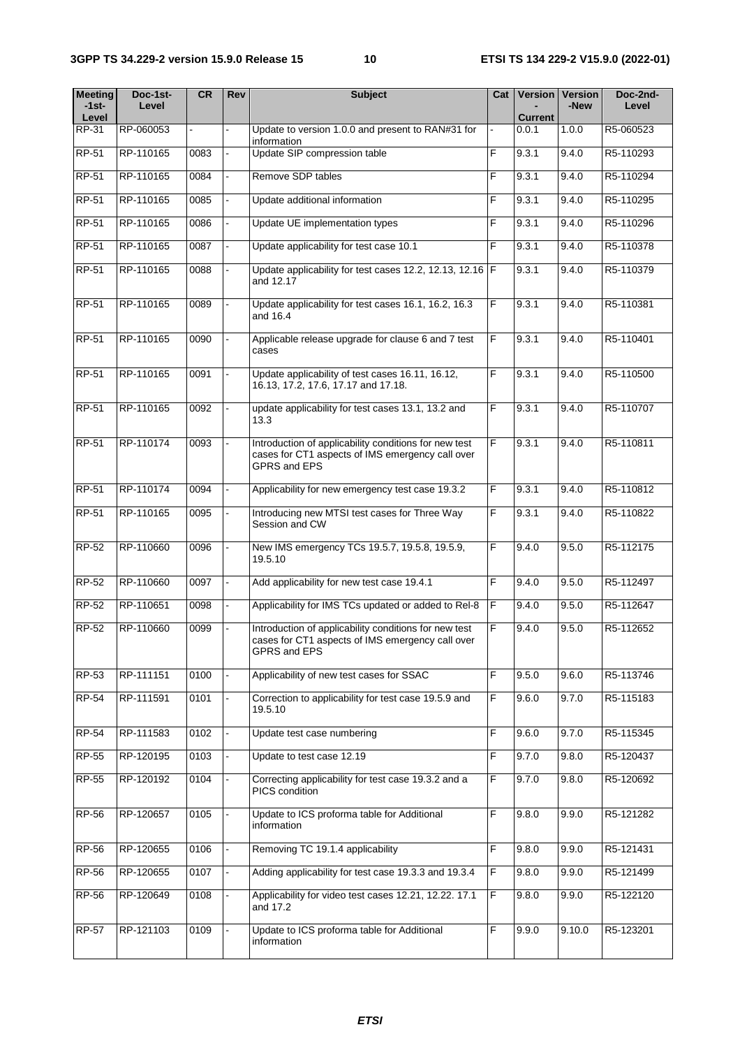| Meeting -1st-Level | Doc-1st-Level | CR | Rev | Subject | Cat | Version - Current | Version -New | Doc-2nd-Level |
|---|---|---|---|---|---|---|---|---|
| RP-31 | RP-060053 | - | - | Update to version 1.0.0 and present to RAN#31 for information | - | 0.0.1 | 1.0.0 | R5-060523 |
| RP-51 | RP-110165 | 0083 | - | Update SIP compression table | F | 9.3.1 | 9.4.0 | R5-110293 |
| RP-51 | RP-110165 | 0084 | - | Remove SDP tables | F | 9.3.1 | 9.4.0 | R5-110294 |
| RP-51 | RP-110165 | 0085 | - | Update additional information | F | 9.3.1 | 9.4.0 | R5-110295 |
| RP-51 | RP-110165 | 0086 | - | Update UE implementation types | F | 9.3.1 | 9.4.0 | R5-110296 |
| RP-51 | RP-110165 | 0087 | - | Update applicability for test case 10.1 | F | 9.3.1 | 9.4.0 | R5-110378 |
| RP-51 | RP-110165 | 0088 | - | Update applicability for test cases 12.2, 12.13, 12.16 and 12.17 | F | 9.3.1 | 9.4.0 | R5-110379 |
| RP-51 | RP-110165 | 0089 | - | Update applicability for test cases 16.1, 16.2, 16.3 and 16.4 | F | 9.3.1 | 9.4.0 | R5-110381 |
| RP-51 | RP-110165 | 0090 | - | Applicable release upgrade for clause 6 and 7 test cases | F | 9.3.1 | 9.4.0 | R5-110401 |
| RP-51 | RP-110165 | 0091 | - | Update applicability of test cases 16.11, 16.12, 16.13, 17.2, 17.6, 17.17 and 17.18. | F | 9.3.1 | 9.4.0 | R5-110500 |
| RP-51 | RP-110165 | 0092 | - | update applicability for test cases 13.1, 13.2 and 13.3 | F | 9.3.1 | 9.4.0 | R5-110707 |
| RP-51 | RP-110174 | 0093 | - | Introduction of applicability conditions for new test cases for CT1 aspects of IMS emergency call over GPRS and EPS | F | 9.3.1 | 9.4.0 | R5-110811 |
| RP-51 | RP-110174 | 0094 | - | Applicability for new emergency test case 19.3.2 | F | 9.3.1 | 9.4.0 | R5-110812 |
| RP-51 | RP-110165 | 0095 | - | Introducing new MTSI test cases for Three Way Session and CW | F | 9.3.1 | 9.4.0 | R5-110822 |
| RP-52 | RP-110660 | 0096 | - | New IMS emergency TCs 19.5.7, 19.5.8, 19.5.9, 19.5.10 | F | 9.4.0 | 9.5.0 | R5-112175 |
| RP-52 | RP-110660 | 0097 | - | Add applicability for new test case 19.4.1 | F | 9.4.0 | 9.5.0 | R5-112497 |
| RP-52 | RP-110651 | 0098 | - | Applicability for IMS TCs updated or added to Rel-8 | F | 9.4.0 | 9.5.0 | R5-112647 |
| RP-52 | RP-110660 | 0099 | - | Introduction of applicability conditions for new test cases for CT1 aspects of IMS emergency call over GPRS and EPS | F | 9.4.0 | 9.5.0 | R5-112652 |
| RP-53 | RP-111151 | 0100 | - | Applicability of new test cases for SSAC | F | 9.5.0 | 9.6.0 | R5-113746 |
| RP-54 | RP-111591 | 0101 | - | Correction to applicability for test case 19.5.9 and 19.5.10 | F | 9.6.0 | 9.7.0 | R5-115183 |
| RP-54 | RP-111583 | 0102 | - | Update test case numbering | F | 9.6.0 | 9.7.0 | R5-115345 |
| RP-55 | RP-120195 | 0103 | - | Update to test case 12.19 | F | 9.7.0 | 9.8.0 | R5-120437 |
| RP-55 | RP-120192 | 0104 | - | Correcting applicability for test case 19.3.2 and a PICS condition | F | 9.7.0 | 9.8.0 | R5-120692 |
| RP-56 | RP-120657 | 0105 | - | Update to ICS proforma table for Additional information | F | 9.8.0 | 9.9.0 | R5-121282 |
| RP-56 | RP-120655 | 0106 | - | Removing TC 19.1.4 applicability | F | 9.8.0 | 9.9.0 | R5-121431 |
| RP-56 | RP-120655 | 0107 | - | Adding applicability for test case 19.3.3 and 19.3.4 | F | 9.8.0 | 9.9.0 | R5-121499 |
| RP-56 | RP-120649 | 0108 | - | Applicability for video test cases 12.21, 12.22. 17.1 and 17.2 | F | 9.8.0 | 9.9.0 | R5-122120 |
| RP-57 | RP-121103 | 0109 | - | Update to ICS proforma table for Additional information | F | 9.9.0 | 9.10.0 | R5-123201 |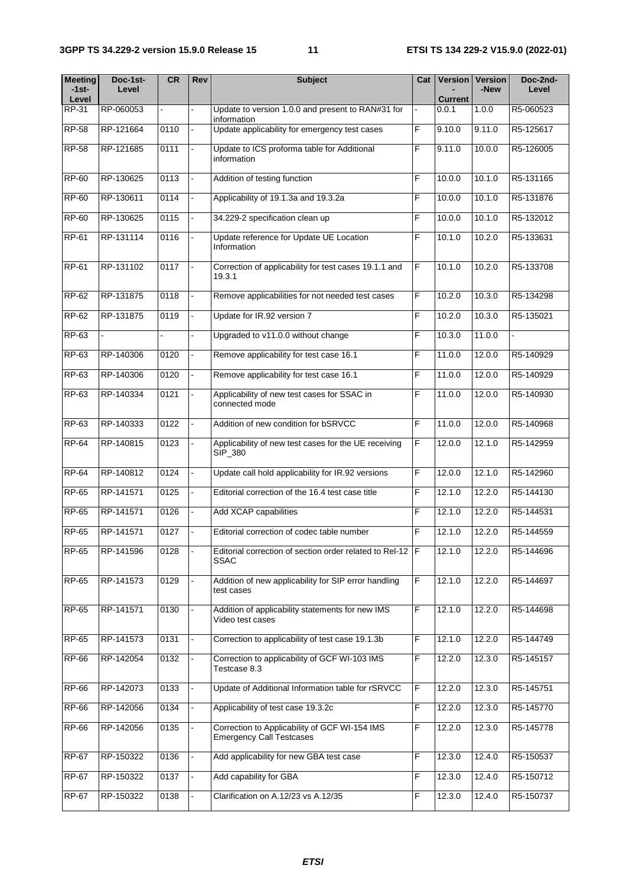| Meeting -1st-Level | Doc-1st-Level | CR | Rev | Subject | Cat | Version -Current | Version -New | Doc-2nd-Level |
|---|---|---|---|---|---|---|---|---|
| RP-31 | RP-060053 | - | - | Update to version 1.0.0 and present to RAN#31 for information | - | 0.0.1 | 1.0.0 | R5-060523 |
| RP-58 | RP-121664 | 0110 | - | Update applicability for emergency test cases | F | 9.10.0 | 9.11.0 | R5-125617 |
| RP-58 | RP-121685 | 0111 | - | Update to ICS proforma table for Additional information | F | 9.11.0 | 10.0.0 | R5-126005 |
| RP-60 | RP-130625 | 0113 | - | Addition of testing function | F | 10.0.0 | 10.1.0 | R5-131165 |
| RP-60 | RP-130611 | 0114 | - | Applicability of 19.1.3a and 19.3.2a | F | 10.0.0 | 10.1.0 | R5-131876 |
| RP-60 | RP-130625 | 0115 | - | 34.229-2 specification clean up | F | 10.0.0 | 10.1.0 | R5-132012 |
| RP-61 | RP-131114 | 0116 | - | Update reference for Update UE Location Information | F | 10.1.0 | 10.2.0 | R5-133631 |
| RP-61 | RP-131102 | 0117 | - | Correction of applicability for test cases 19.1.1 and 19.3.1 | F | 10.1.0 | 10.2.0 | R5-133708 |
| RP-62 | RP-131875 | 0118 | - | Remove applicabilities for not needed test cases | F | 10.2.0 | 10.3.0 | R5-134298 |
| RP-62 | RP-131875 | 0119 | - | Update for IR.92 version 7 | F | 10.2.0 | 10.3.0 | R5-135021 |
| RP-63 | - | - | - | Upgraded to v11.0.0 without change | F | 10.3.0 | 11.0.0 | - |
| RP-63 | RP-140306 | 0120 | - | Remove applicability for test case 16.1 | F | 11.0.0 | 12.0.0 | R5-140929 |
| RP-63 | RP-140306 | 0120 | - | Remove applicability for test case 16.1 | F | 11.0.0 | 12.0.0 | R5-140929 |
| RP-63 | RP-140334 | 0121 | - | Applicability of new test cases for SSAC in connected mode | F | 11.0.0 | 12.0.0 | R5-140930 |
| RP-63 | RP-140333 | 0122 | - | Addition of new condition for bSRVCC | F | 11.0.0 | 12.0.0 | R5-140968 |
| RP-64 | RP-140815 | 0123 | - | Applicability of new test cases for the UE receiving SIP_380 | F | 12.0.0 | 12.1.0 | R5-142959 |
| RP-64 | RP-140812 | 0124 | - | Update call hold applicability for IR.92 versions | F | 12.0.0 | 12.1.0 | R5-142960 |
| RP-65 | RP-141571 | 0125 | - | Editorial correction of the 16.4 test case title | F | 12.1.0 | 12.2.0 | R5-144130 |
| RP-65 | RP-141571 | 0126 | - | Add XCAP capabilities | F | 12.1.0 | 12.2.0 | R5-144531 |
| RP-65 | RP-141571 | 0127 | - | Editorial correction of codec table number | F | 12.1.0 | 12.2.0 | R5-144559 |
| RP-65 | RP-141596 | 0128 | - | Editorial correction of section order related to Rel-12 SSAC | F | 12.1.0 | 12.2.0 | R5-144696 |
| RP-65 | RP-141573 | 0129 | - | Addition of new applicability for SIP error handling test cases | F | 12.1.0 | 12.2.0 | R5-144697 |
| RP-65 | RP-141571 | 0130 | - | Addition of applicability statements for new IMS Video test cases | F | 12.1.0 | 12.2.0 | R5-144698 |
| RP-65 | RP-141573 | 0131 | - | Correction to applicability of test case 19.1.3b | F | 12.1.0 | 12.2.0 | R5-144749 |
| RP-66 | RP-142054 | 0132 | - | Correction to applicability of GCF WI-103 IMS Testcase 8.3 | F | 12.2.0 | 12.3.0 | R5-145157 |
| RP-66 | RP-142073 | 0133 | - | Update of Additional Information table for rSRVCC | F | 12.2.0 | 12.3.0 | R5-145751 |
| RP-66 | RP-142056 | 0134 | - | Applicability of test case 19.3.2c | F | 12.2.0 | 12.3.0 | R5-145770 |
| RP-66 | RP-142056 | 0135 | - | Correction to Applicability of GCF WI-154 IMS Emergency Call Testcases | F | 12.2.0 | 12.3.0 | R5-145778 |
| RP-67 | RP-150322 | 0136 | - | Add applicability for new GBA test case | F | 12.3.0 | 12.4.0 | R5-150537 |
| RP-67 | RP-150322 | 0137 | - | Add capability for GBA | F | 12.3.0 | 12.4.0 | R5-150712 |
| RP-67 | RP-150322 | 0138 | - | Clarification on A.12/23 vs A.12/35 | F | 12.3.0 | 12.4.0 | R5-150737 |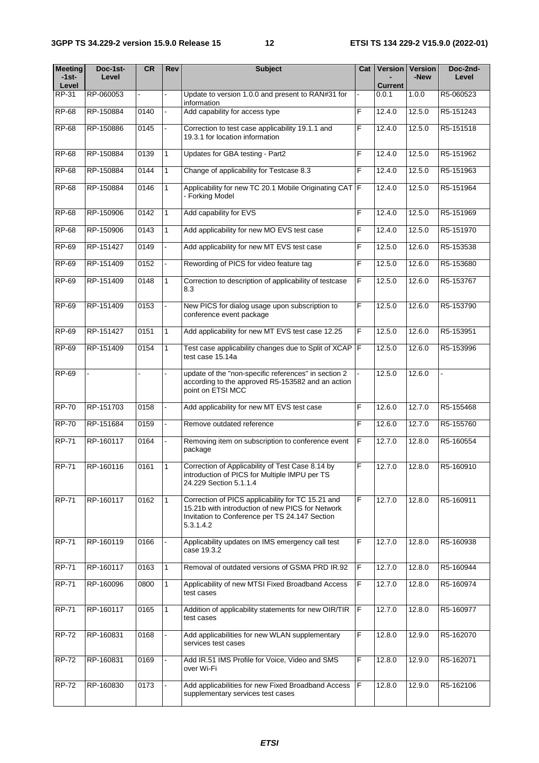| Meeting -1st-Level | Doc-1st-Level | CR | Rev | Subject | Cat | Version -Current | Version -New | Doc-2nd-Level |
|---|---|---|---|---|---|---|---|---|
| RP-31 | RP-060053 | - | - | Update to version 1.0.0 and present to RAN#31 for information | - | 0.0.1 | 1.0.0 | R5-060523 |
| RP-68 | RP-150884 | 0140 | - | Add capability for access type | F | 12.4.0 | 12.5.0 | R5-151243 |
| RP-68 | RP-150886 | 0145 | - | Correction to test case applicability 19.1.1 and 19.3.1 for location information | F | 12.4.0 | 12.5.0 | R5-151518 |
| RP-68 | RP-150884 | 0139 | 1 | Updates for GBA testing - Part2 | F | 12.4.0 | 12.5.0 | R5-151962 |
| RP-68 | RP-150884 | 0144 | 1 | Change of applicability for Testcase 8.3 | F | 12.4.0 | 12.5.0 | R5-151963 |
| RP-68 | RP-150884 | 0146 | 1 | Applicability for new TC 20.1 Mobile Originating CAT - Forking Model | F | 12.4.0 | 12.5.0 | R5-151964 |
| RP-68 | RP-150906 | 0142 | 1 | Add capability for EVS | F | 12.4.0 | 12.5.0 | R5-151969 |
| RP-68 | RP-150906 | 0143 | 1 | Add applicability for new MO EVS test case | F | 12.4.0 | 12.5.0 | R5-151970 |
| RP-69 | RP-151427 | 0149 | - | Add applicability for new MT EVS test case | F | 12.5.0 | 12.6.0 | R5-153538 |
| RP-69 | RP-151409 | 0152 | - | Rewording of PICS for video feature tag | F | 12.5.0 | 12.6.0 | R5-153680 |
| RP-69 | RP-151409 | 0148 | 1 | Correction to description of applicability of testcase 8.3 | F | 12.5.0 | 12.6.0 | R5-153767 |
| RP-69 | RP-151409 | 0153 | - | New PICS for dialog usage upon subscription to conference event package | F | 12.5.0 | 12.6.0 | R5-153790 |
| RP-69 | RP-151427 | 0151 | 1 | Add applicability for new MT EVS test case 12.25 | F | 12.5.0 | 12.6.0 | R5-153951 |
| RP-69 | RP-151409 | 0154 | 1 | Test case applicability changes due to Split of XCAP test case 15.14a | F | 12.5.0 | 12.6.0 | R5-153996 |
| RP-69 | - | - | - | update of the "non-specific references" in section 2 according to the approved R5-153582 and an action point on ETSI MCC | - | 12.5.0 | 12.6.0 | - |
| RP-70 | RP-151703 | 0158 | - | Add applicability for new MT EVS test case | F | 12.6.0 | 12.7.0 | R5-155468 |
| RP-70 | RP-151684 | 0159 | - | Remove outdated reference | F | 12.6.0 | 12.7.0 | R5-155760 |
| RP-71 | RP-160117 | 0164 | - | Removing item on subscription to conference event package | F | 12.7.0 | 12.8.0 | R5-160554 |
| RP-71 | RP-160116 | 0161 | 1 | Correction of Applicability of Test Case 8.14 by introduction of PICS for Multiple IMPU per TS 24.229 Section 5.1.1.4 | F | 12.7.0 | 12.8.0 | R5-160910 |
| RP-71 | RP-160117 | 0162 | 1 | Correction of PICS applicability for TC 15.21 and 15.21b with introduction of new PICS for Network Invitation to Conference per TS 24.147 Section 5.3.1.4.2 | F | 12.7.0 | 12.8.0 | R5-160911 |
| RP-71 | RP-160119 | 0166 | - | Applicability updates on IMS emergency call test case 19.3.2 | F | 12.7.0 | 12.8.0 | R5-160938 |
| RP-71 | RP-160117 | 0163 | 1 | Removal of outdated versions of GSMA PRD IR.92 | F | 12.7.0 | 12.8.0 | R5-160944 |
| RP-71 | RP-160096 | 0800 | 1 | Applicability of new MTSI Fixed Broadband Access test cases | F | 12.7.0 | 12.8.0 | R5-160974 |
| RP-71 | RP-160117 | 0165 | 1 | Addition of applicability statements for new OIR/TIR test cases | F | 12.7.0 | 12.8.0 | R5-160977 |
| RP-72 | RP-160831 | 0168 | - | Add applicabilities for new WLAN supplementary services test cases | F | 12.8.0 | 12.9.0 | R5-162070 |
| RP-72 | RP-160831 | 0169 | - | Add IR.51 IMS Profile for Voice, Video and SMS over Wi-Fi | F | 12.8.0 | 12.9.0 | R5-162071 |
| RP-72 | RP-160830 | 0173 | - | Add applicabilities for new Fixed Broadband Access supplementary services test cases | F | 12.8.0 | 12.9.0 | R5-162106 |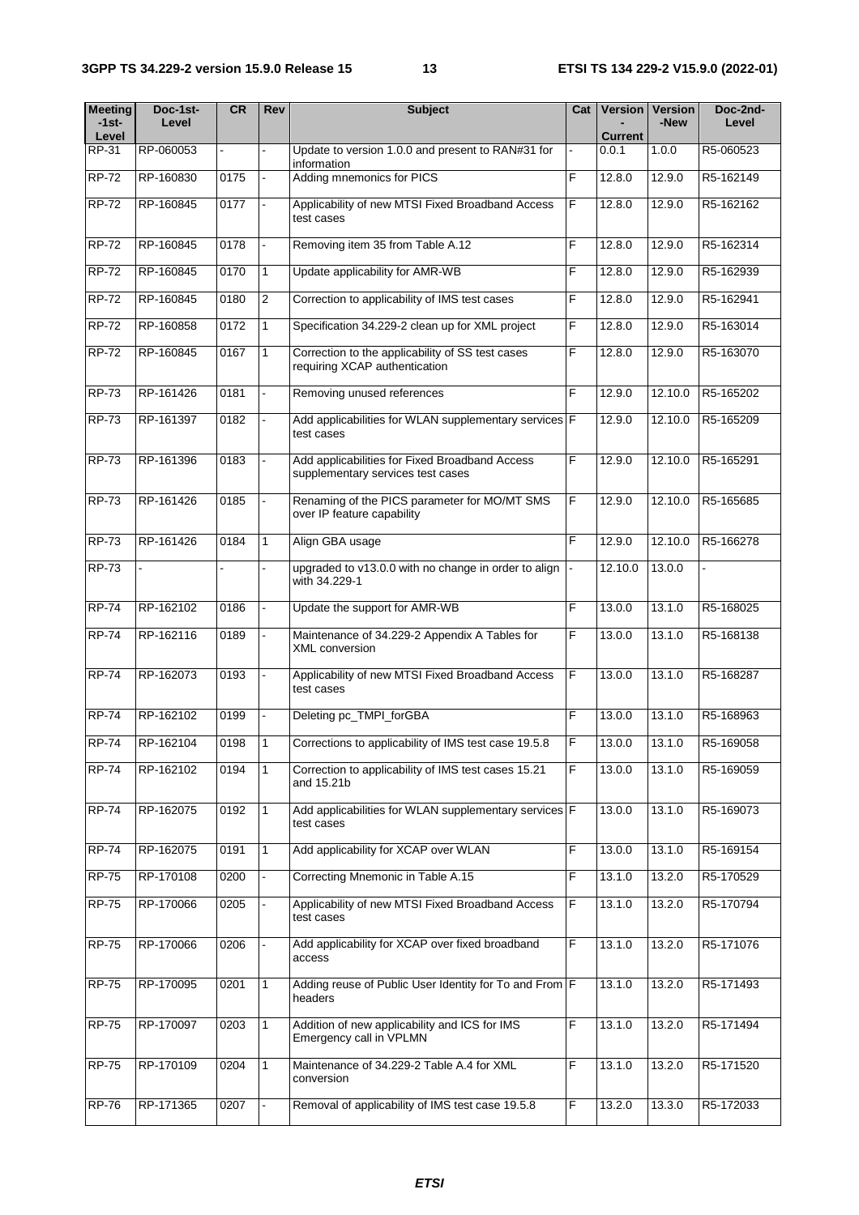| Meeting -1st-Level | Doc-1st-Level | CR | Rev | Subject | Cat | Version - Current | Version -New | Doc-2nd-Level |
|---|---|---|---|---|---|---|---|---|
| RP-31 | RP-060053 | - | - | Update to version 1.0.0 and present to RAN#31 for information | - | 0.0.1 | 1.0.0 | R5-060523 |
| RP-72 | RP-160830 | 0175 | - | Adding mnemonics for PICS | F | 12.8.0 | 12.9.0 | R5-162149 |
| RP-72 | RP-160845 | 0177 | - | Applicability of new MTSI Fixed Broadband Access test cases | F | 12.8.0 | 12.9.0 | R5-162162 |
| RP-72 | RP-160845 | 0178 | - | Removing item 35 from Table A.12 | F | 12.8.0 | 12.9.0 | R5-162314 |
| RP-72 | RP-160845 | 0170 | 1 | Update applicability for AMR-WB | F | 12.8.0 | 12.9.0 | R5-162939 |
| RP-72 | RP-160845 | 0180 | 2 | Correction to applicability of IMS test cases | F | 12.8.0 | 12.9.0 | R5-162941 |
| RP-72 | RP-160858 | 0172 | 1 | Specification 34.229-2 clean up for XML project | F | 12.8.0 | 12.9.0 | R5-163014 |
| RP-72 | RP-160845 | 0167 | 1 | Correction to the applicability of SS test cases requiring XCAP authentication | F | 12.8.0 | 12.9.0 | R5-163070 |
| RP-73 | RP-161426 | 0181 | - | Removing unused references | F | 12.9.0 | 12.10.0 | R5-165202 |
| RP-73 | RP-161397 | 0182 | - | Add applicabilities for WLAN supplementary services test cases | F | 12.9.0 | 12.10.0 | R5-165209 |
| RP-73 | RP-161396 | 0183 | - | Add applicabilities for Fixed Broadband Access supplementary services test cases | F | 12.9.0 | 12.10.0 | R5-165291 |
| RP-73 | RP-161426 | 0185 | - | Renaming of the PICS parameter for MO/MT SMS over IP feature capability | F | 12.9.0 | 12.10.0 | R5-165685 |
| RP-73 | RP-161426 | 0184 | 1 | Align GBA usage | F | 12.9.0 | 12.10.0 | R5-166278 |
| RP-73 | - | - | - | upgraded to v13.0.0 with no change in order to align with 34.229-1 | - | 12.10.0 | 13.0.0 | - |
| RP-74 | RP-162102 | 0186 | - | Update the support for AMR-WB | F | 13.0.0 | 13.1.0 | R5-168025 |
| RP-74 | RP-162116 | 0189 | - | Maintenance of 34.229-2 Appendix A Tables for XML conversion | F | 13.0.0 | 13.1.0 | R5-168138 |
| RP-74 | RP-162073 | 0193 | - | Applicability of new MTSI Fixed Broadband Access test cases | F | 13.0.0 | 13.1.0 | R5-168287 |
| RP-74 | RP-162102 | 0199 | - | Deleting pc_TMPI_forGBA | F | 13.0.0 | 13.1.0 | R5-168963 |
| RP-74 | RP-162104 | 0198 | 1 | Corrections to applicability of IMS test case 19.5.8 | F | 13.0.0 | 13.1.0 | R5-169058 |
| RP-74 | RP-162102 | 0194 | 1 | Correction to applicability of IMS test cases 15.21 and 15.21b | F | 13.0.0 | 13.1.0 | R5-169059 |
| RP-74 | RP-162075 | 0192 | 1 | Add applicabilities for WLAN supplementary services test cases | F | 13.0.0 | 13.1.0 | R5-169073 |
| RP-74 | RP-162075 | 0191 | 1 | Add applicability for XCAP over WLAN | F | 13.0.0 | 13.1.0 | R5-169154 |
| RP-75 | RP-170108 | 0200 | - | Correcting Mnemonic in Table A.15 | F | 13.1.0 | 13.2.0 | R5-170529 |
| RP-75 | RP-170066 | 0205 | - | Applicability of new MTSI Fixed Broadband Access test cases | F | 13.1.0 | 13.2.0 | R5-170794 |
| RP-75 | RP-170066 | 0206 | - | Add applicability for XCAP over fixed broadband access | F | 13.1.0 | 13.2.0 | R5-171076 |
| RP-75 | RP-170095 | 0201 | 1 | Adding reuse of Public User Identity for To and From headers | F | 13.1.0 | 13.2.0 | R5-171493 |
| RP-75 | RP-170097 | 0203 | 1 | Addition of new applicability and ICS for IMS Emergency call in VPLMN | F | 13.1.0 | 13.2.0 | R5-171494 |
| RP-75 | RP-170109 | 0204 | 1 | Maintenance of 34.229-2 Table A.4 for XML conversion | F | 13.1.0 | 13.2.0 | R5-171520 |
| RP-76 | RP-171365 | 0207 | - | Removal of applicability of IMS test case 19.5.8 | F | 13.2.0 | 13.3.0 | R5-172033 |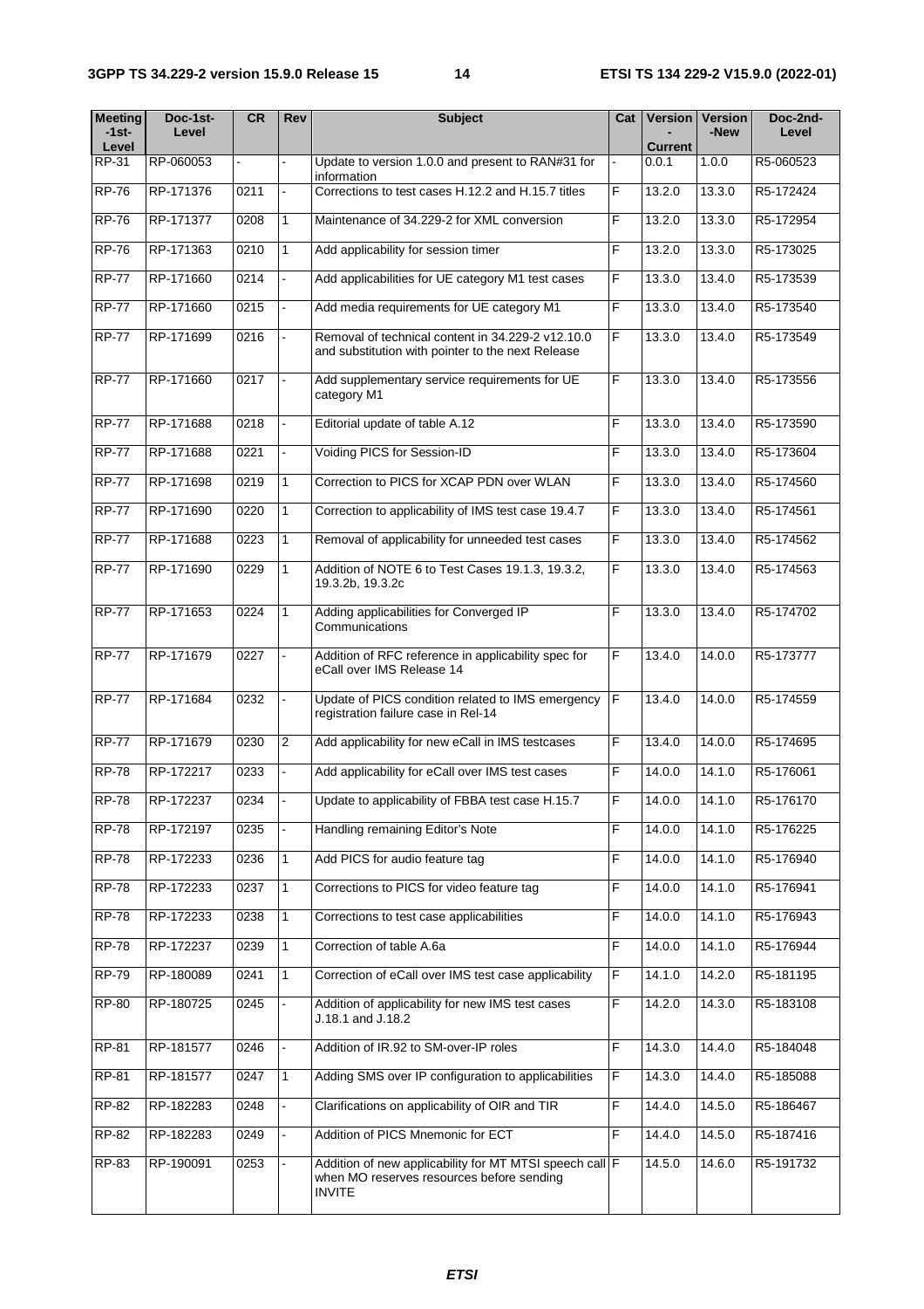| Meeting -1st-Level | Doc-1st-Level | CR | Rev | Subject | Cat | Version -Current | Version -New | Doc-2nd-Level |
|---|---|---|---|---|---|---|---|---|
| RP-31 | RP-060053 | - | - | Update to version 1.0.0 and present to RAN#31 for information | - | 0.0.1 | 1.0.0 | R5-060523 |
| RP-76 | RP-171376 | 0211 | - | Corrections to test cases H.12.2 and H.15.7 titles | F | 13.2.0 | 13.3.0 | R5-172424 |
| RP-76 | RP-171377 | 0208 | 1 | Maintenance of 34.229-2 for XML conversion | F | 13.2.0 | 13.3.0 | R5-172954 |
| RP-76 | RP-171363 | 0210 | 1 | Add applicability for session timer | F | 13.2.0 | 13.3.0 | R5-173025 |
| RP-77 | RP-171660 | 0214 | - | Add applicabilities for UE category M1 test cases | F | 13.3.0 | 13.4.0 | R5-173539 |
| RP-77 | RP-171660 | 0215 | - | Add media requirements for UE category M1 | F | 13.3.0 | 13.4.0 | R5-173540 |
| RP-77 | RP-171699 | 0216 | - | Removal of technical content in 34.229-2 v12.10.0 and substitution with pointer to the next Release | F | 13.3.0 | 13.4.0 | R5-173549 |
| RP-77 | RP-171660 | 0217 | - | Add supplementary service requirements for UE category M1 | F | 13.3.0 | 13.4.0 | R5-173556 |
| RP-77 | RP-171688 | 0218 | - | Editorial update of table A.12 | F | 13.3.0 | 13.4.0 | R5-173590 |
| RP-77 | RP-171688 | 0221 | - | Voiding PICS for Session-ID | F | 13.3.0 | 13.4.0 | R5-173604 |
| RP-77 | RP-171698 | 0219 | 1 | Correction to PICS for XCAP PDN over WLAN | F | 13.3.0 | 13.4.0 | R5-174560 |
| RP-77 | RP-171690 | 0220 | 1 | Correction to applicability of IMS test case 19.4.7 | F | 13.3.0 | 13.4.0 | R5-174561 |
| RP-77 | RP-171688 | 0223 | 1 | Removal of applicability for unneeded test cases | F | 13.3.0 | 13.4.0 | R5-174562 |
| RP-77 | RP-171690 | 0229 | 1 | Addition of NOTE 6 to Test Cases 19.1.3, 19.3.2, 19.3.2b, 19.3.2c | F | 13.3.0 | 13.4.0 | R5-174563 |
| RP-77 | RP-171653 | 0224 | 1 | Adding applicabilities for Converged IP Communications | F | 13.3.0 | 13.4.0 | R5-174702 |
| RP-77 | RP-171679 | 0227 | - | Addition of RFC reference in applicability spec for eCall over IMS Release 14 | F | 13.4.0 | 14.0.0 | R5-173777 |
| RP-77 | RP-171684 | 0232 | - | Update of PICS condition related to IMS emergency registration failure case in Rel-14 | F | 13.4.0 | 14.0.0 | R5-174559 |
| RP-77 | RP-171679 | 0230 | 2 | Add applicability for new eCall in IMS testcases | F | 13.4.0 | 14.0.0 | R5-174695 |
| RP-78 | RP-172217 | 0233 | - | Add applicability for eCall over IMS test cases | F | 14.0.0 | 14.1.0 | R5-176061 |
| RP-78 | RP-172237 | 0234 | - | Update to applicability of FBBA test case H.15.7 | F | 14.0.0 | 14.1.0 | R5-176170 |
| RP-78 | RP-172197 | 0235 | - | Handling remaining Editor's Note | F | 14.0.0 | 14.1.0 | R5-176225 |
| RP-78 | RP-172233 | 0236 | 1 | Add PICS for audio feature tag | F | 14.0.0 | 14.1.0 | R5-176940 |
| RP-78 | RP-172233 | 0237 | 1 | Corrections to PICS for video feature tag | F | 14.0.0 | 14.1.0 | R5-176941 |
| RP-78 | RP-172233 | 0238 | 1 | Corrections to test case applicabilities | F | 14.0.0 | 14.1.0 | R5-176943 |
| RP-78 | RP-172237 | 0239 | 1 | Correction of table A.6a | F | 14.0.0 | 14.1.0 | R5-176944 |
| RP-79 | RP-180089 | 0241 | 1 | Correction of eCall over IMS test case applicability | F | 14.1.0 | 14.2.0 | R5-181195 |
| RP-80 | RP-180725 | 0245 | - | Addition of applicability for new IMS test cases J.18.1 and J.18.2 | F | 14.2.0 | 14.3.0 | R5-183108 |
| RP-81 | RP-181577 | 0246 | - | Addition of IR.92 to SM-over-IP roles | F | 14.3.0 | 14.4.0 | R5-184048 |
| RP-81 | RP-181577 | 0247 | 1 | Adding SMS over IP configuration to applicabilities | F | 14.3.0 | 14.4.0 | R5-185088 |
| RP-82 | RP-182283 | 0248 | - | Clarifications on applicability of OIR and TIR | F | 14.4.0 | 14.5.0 | R5-186467 |
| RP-82 | RP-182283 | 0249 | - | Addition of PICS Mnemonic for ECT | F | 14.4.0 | 14.5.0 | R5-187416 |
| RP-83 | RP-190091 | 0253 | - | Addition of new applicability for MT MTSI speech call when MO reserves resources before sending INVITE | F | 14.5.0 | 14.6.0 | R5-191732 |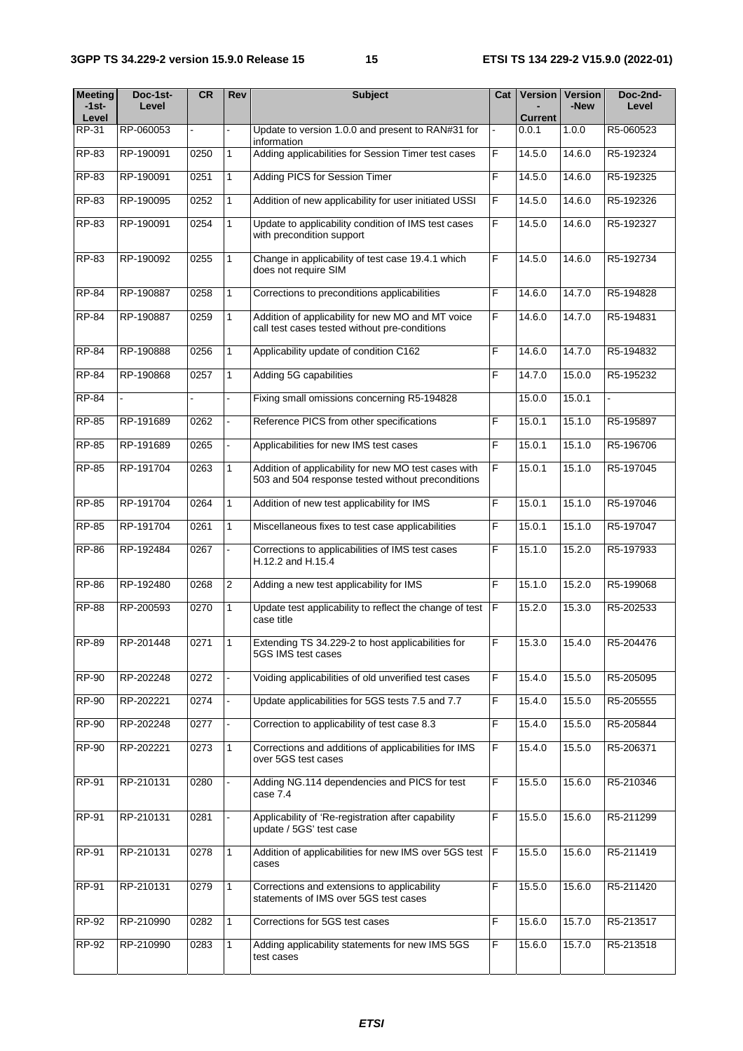| Meeting -1st-Level | Doc-1st-Level | CR | Rev | Subject | Cat | Version - Current | Version -New | Doc-2nd-Level |
|---|---|---|---|---|---|---|---|---|
| RP-31 | RP-060053 | - | - | Update to version 1.0.0 and present to RAN#31 for information | - | 0.0.1 | 1.0.0 | R5-060523 |
| RP-83 | RP-190091 | 0250 | 1 | Adding applicabilities for Session Timer test cases | F | 14.5.0 | 14.6.0 | R5-192324 |
| RP-83 | RP-190091 | 0251 | 1 | Adding PICS for Session Timer | F | 14.5.0 | 14.6.0 | R5-192325 |
| RP-83 | RP-190095 | 0252 | 1 | Addition of new applicability for user initiated USSI | F | 14.5.0 | 14.6.0 | R5-192326 |
| RP-83 | RP-190091 | 0254 | 1 | Update to applicability condition of IMS test cases with precondition support | F | 14.5.0 | 14.6.0 | R5-192327 |
| RP-83 | RP-190092 | 0255 | 1 | Change in applicability of test case 19.4.1 which does not require SIM | F | 14.5.0 | 14.6.0 | R5-192734 |
| RP-84 | RP-190887 | 0258 | 1 | Corrections to preconditions applicabilities | F | 14.6.0 | 14.7.0 | R5-194828 |
| RP-84 | RP-190887 | 0259 | 1 | Addition of applicability for new MO and MT voice call test cases tested without pre-conditions | F | 14.6.0 | 14.7.0 | R5-194831 |
| RP-84 | RP-190888 | 0256 | 1 | Applicability update of condition C162 | F | 14.6.0 | 14.7.0 | R5-194832 |
| RP-84 | RP-190868 | 0257 | 1 | Adding 5G capabilities | F | 14.7.0 | 15.0.0 | R5-195232 |
| RP-84 | - | - | - | Fixing small omissions concerning R5-194828 | | 15.0.0 | 15.0.1 | - |
| RP-85 | RP-191689 | 0262 | - | Reference PICS from other specifications | F | 15.0.1 | 15.1.0 | R5-195897 |
| RP-85 | RP-191689 | 0265 | - | Applicabilities for new IMS test cases | F | 15.0.1 | 15.1.0 | R5-196706 |
| RP-85 | RP-191704 | 0263 | 1 | Addition of applicability for new MO test cases with 503 and 504 response tested without preconditions | F | 15.0.1 | 15.1.0 | R5-197045 |
| RP-85 | RP-191704 | 0264 | 1 | Addition of new test applicability for IMS | F | 15.0.1 | 15.1.0 | R5-197046 |
| RP-85 | RP-191704 | 0261 | 1 | Miscellaneous fixes to test case applicabilities | F | 15.0.1 | 15.1.0 | R5-197047 |
| RP-86 | RP-192484 | 0267 | - | Corrections to applicabilities of IMS test cases H.12.2 and H.15.4 | F | 15.1.0 | 15.2.0 | R5-197933 |
| RP-86 | RP-192480 | 0268 | 2 | Adding a new test applicability for IMS | F | 15.1.0 | 15.2.0 | R5-199068 |
| RP-88 | RP-200593 | 0270 | 1 | Update test applicability to reflect the change of test case title | F | 15.2.0 | 15.3.0 | R5-202533 |
| RP-89 | RP-201448 | 0271 | 1 | Extending TS 34.229-2 to host applicabilities for 5GS IMS test cases | F | 15.3.0 | 15.4.0 | R5-204476 |
| RP-90 | RP-202248 | 0272 | - | Voiding applicabilities of old unverified test cases | F | 15.4.0 | 15.5.0 | R5-205095 |
| RP-90 | RP-202221 | 0274 | - | Update applicabilities for 5GS tests 7.5 and 7.7 | F | 15.4.0 | 15.5.0 | R5-205555 |
| RP-90 | RP-202248 | 0277 | - | Correction to applicability of test case 8.3 | F | 15.4.0 | 15.5.0 | R5-205844 |
| RP-90 | RP-202221 | 0273 | 1 | Corrections and additions of applicabilities for IMS over 5GS test cases | F | 15.4.0 | 15.5.0 | R5-206371 |
| RP-91 | RP-210131 | 0280 | - | Adding NG.114 dependencies and PICS for test case 7.4 | F | 15.5.0 | 15.6.0 | R5-210346 |
| RP-91 | RP-210131 | 0281 | - | Applicability of 'Re-registration after capability update / 5GS' test case | F | 15.5.0 | 15.6.0 | R5-211299 |
| RP-91 | RP-210131 | 0278 | 1 | Addition of applicabilities for new IMS over 5GS test cases | F | 15.5.0 | 15.6.0 | R5-211419 |
| RP-91 | RP-210131 | 0279 | 1 | Corrections and extensions to applicability statements of IMS over 5GS test cases | F | 15.5.0 | 15.6.0 | R5-211420 |
| RP-92 | RP-210990 | 0282 | 1 | Corrections for 5GS test cases | F | 15.6.0 | 15.7.0 | R5-213517 |
| RP-92 | RP-210990 | 0283 | 1 | Adding applicability statements for new IMS 5GS test cases | F | 15.6.0 | 15.7.0 | R5-213518 |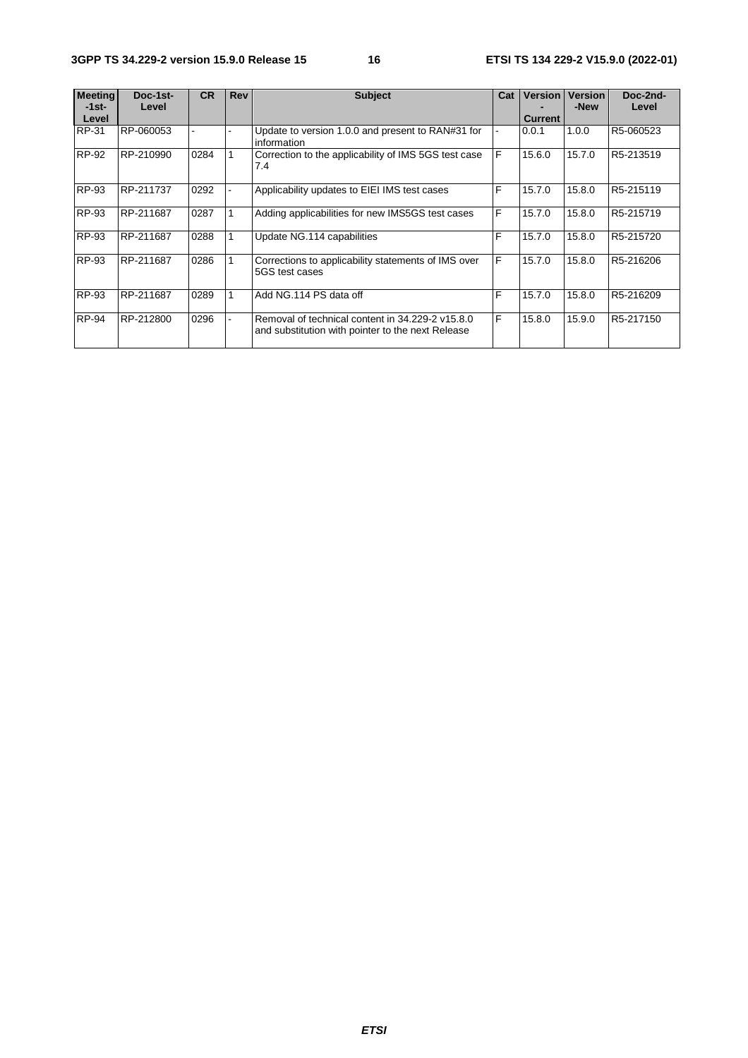| Meeting-1st-Level | Doc-1st-Level | CR | Rev | Subject | Cat | Version-Current | Version-New | Doc-2nd-Level |
|---|---|---|---|---|---|---|---|---|
| RP-31 | RP-060053 | - | - | Update to version 1.0.0 and present to RAN#31 for information | - | 0.0.1 | 1.0.0 | R5-060523 |
| RP-92 | RP-210990 | 0284 | 1 | Correction to the applicability of IMS 5GS test case 7.4 | F | 15.6.0 | 15.7.0 | R5-213519 |
| RP-93 | RP-211737 | 0292 | - | Applicability updates to EIEI IMS test cases | F | 15.7.0 | 15.8.0 | R5-215119 |
| RP-93 | RP-211687 | 0287 | 1 | Adding applicabilities for new IMS5GS test cases | F | 15.7.0 | 15.8.0 | R5-215719 |
| RP-93 | RP-211687 | 0288 | 1 | Update NG.114 capabilities | F | 15.7.0 | 15.8.0 | R5-215720 |
| RP-93 | RP-211687 | 0286 | 1 | Corrections to applicability statements of IMS over 5GS test cases | F | 15.7.0 | 15.8.0 | R5-216206 |
| RP-93 | RP-211687 | 0289 | 1 | Add NG.114 PS data off | F | 15.7.0 | 15.8.0 | R5-216209 |
| RP-94 | RP-212800 | 0296 | - | Removal of technical content in 34.229-2 v15.8.0 and substitution with pointer to the next Release | F | 15.8.0 | 15.9.0 | R5-217150 |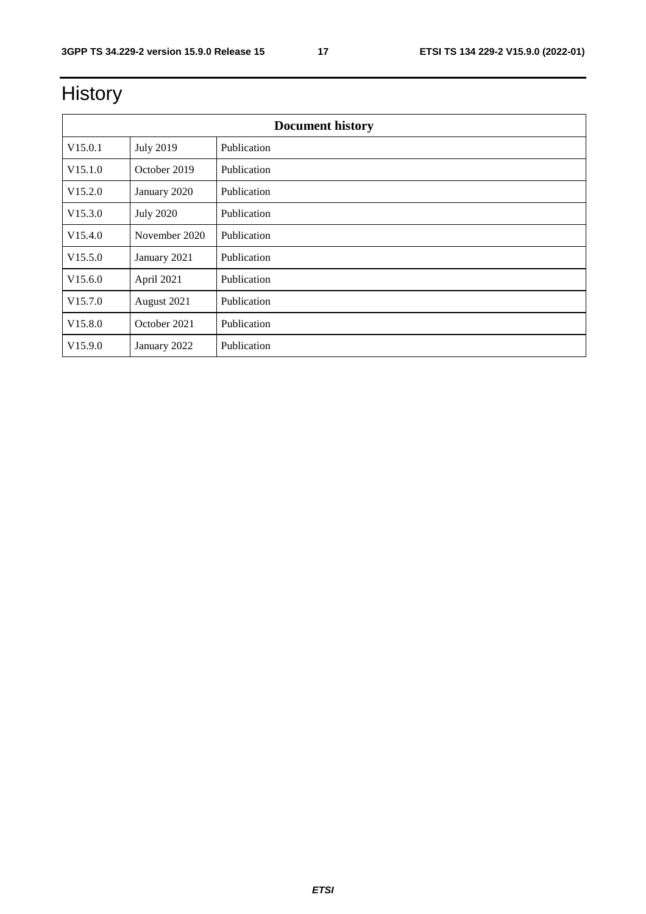# History

| Document history | | |
|---|---|---|
| V15.0.1 | July 2019 | Publication |
| V15.1.0 | October 2019 | Publication |
| V15.2.0 | January 2020 | Publication |
| V15.3.0 | July 2020 | Publication |
| V15.4.0 | November 2020 | Publication |
| V15.5.0 | January 2021 | Publication |
| V15.6.0 | April 2021 | Publication |
| V15.7.0 | August 2021 | Publication |
| V15.8.0 | October 2021 | Publication |
| V15.9.0 | January 2022 | Publication |